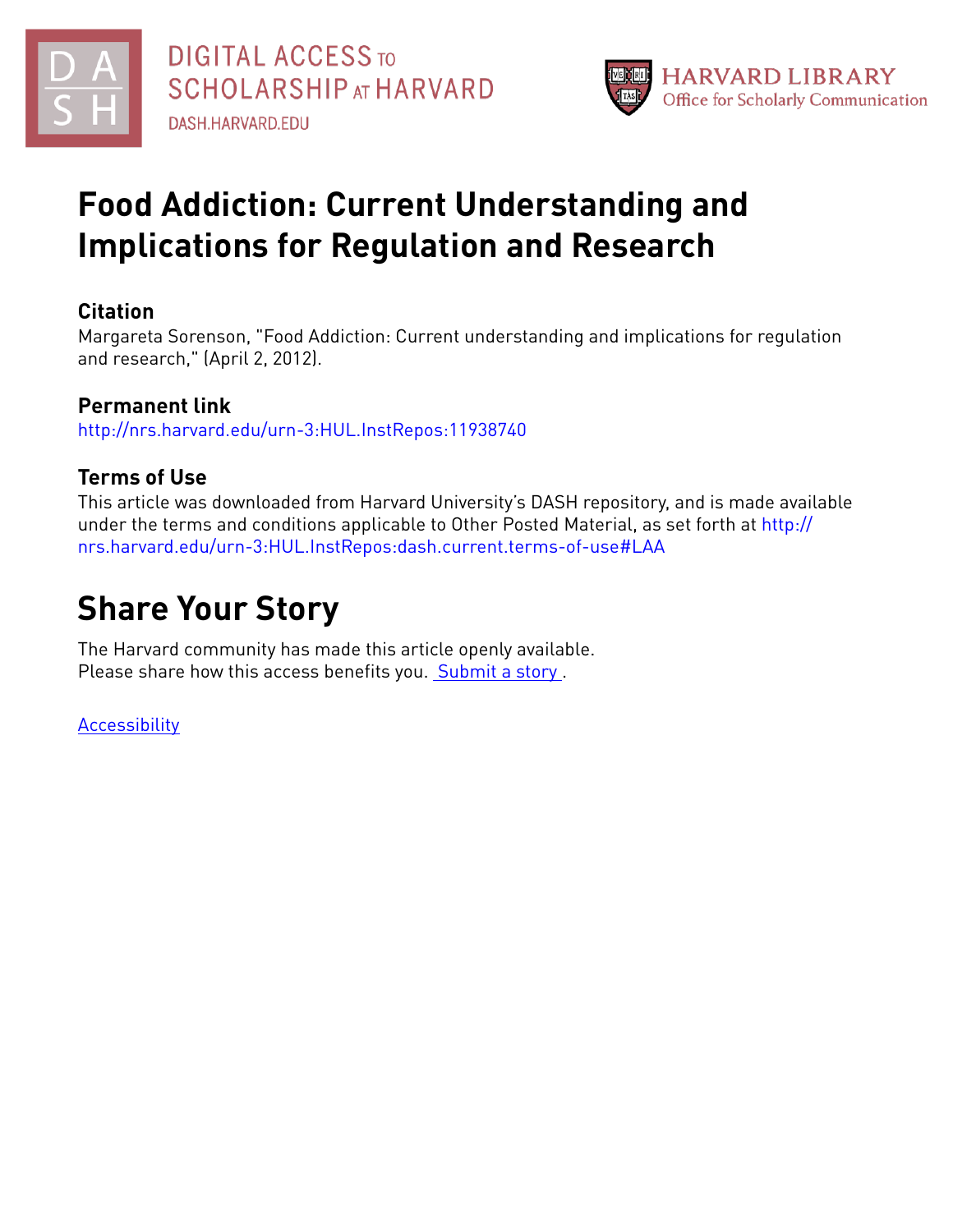DIGITAL ACCESS TO SCHOLARSHIP AT HARVARD

DASH.HARVARD.EDU

HARVARD LIBRARY
Office for Scholarly Communication

# Food Addiction: Current Understanding and Implications for Regulation and Research

## Citation

Margareta Sorenson, "Food Addiction: Current understanding and implications for regulation and research," (April 2, 2012).

## Permanent link

http://nrs.harvard.edu/urn-3:HUL.InstRepos:11938740

## Terms of Use

This article was downloaded from Harvard University's DASH repository, and is made available under the terms and conditions applicable to Other Posted Material, as set forth at http://nrs.harvard.edu/urn-3:HUL.InstRepos:dash.current.terms-of-use#LAA

# Share Your Story

The Harvard community has made this article openly available.
Please share how this access benefits you. Submit a story .

Accessibility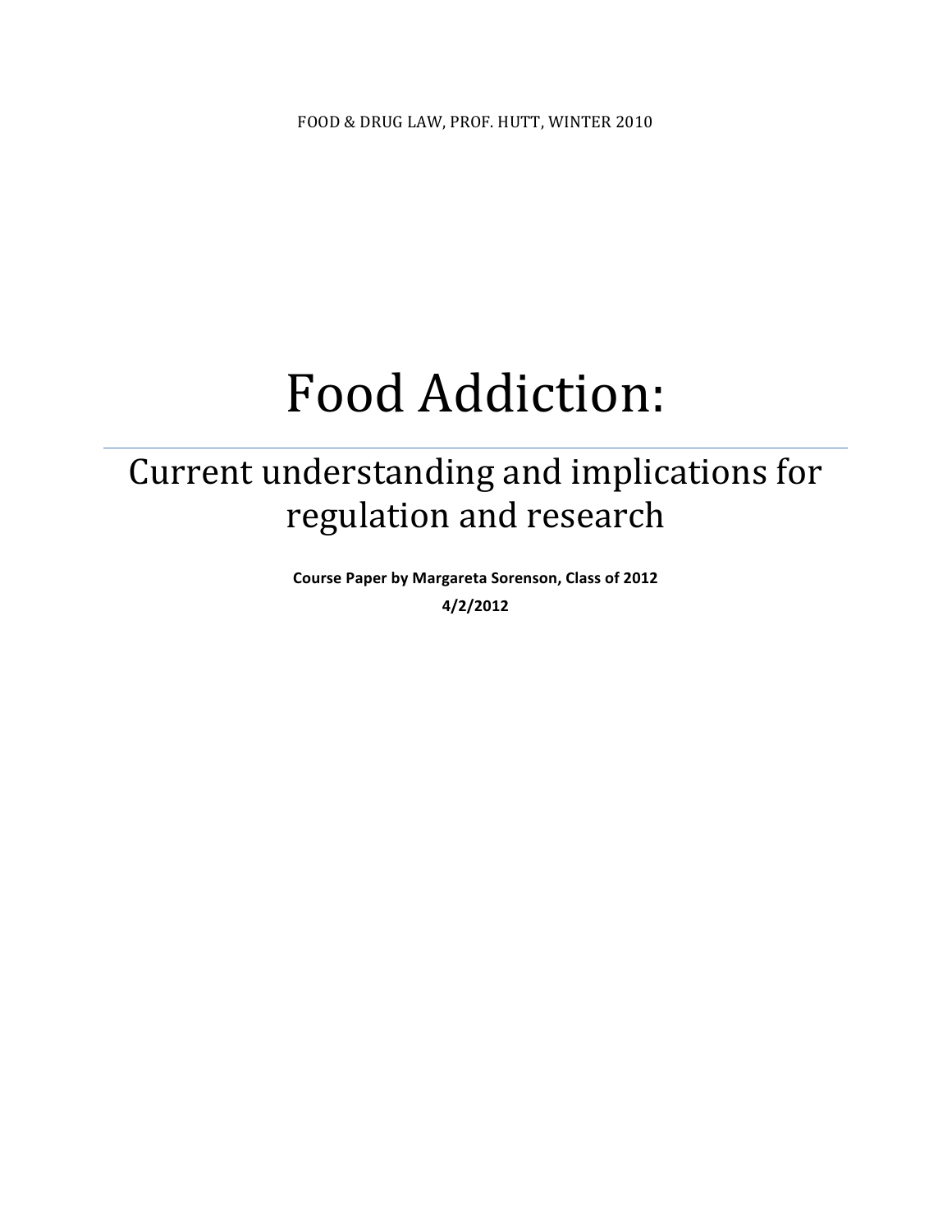FOOD & DRUG LAW, PROF. HUTT, WINTER 2010

# Food Addiction:

## Current understanding and implications for regulation and research

**Course Paper by Margareta Sorenson, Class of 2012**

**4/2/2012**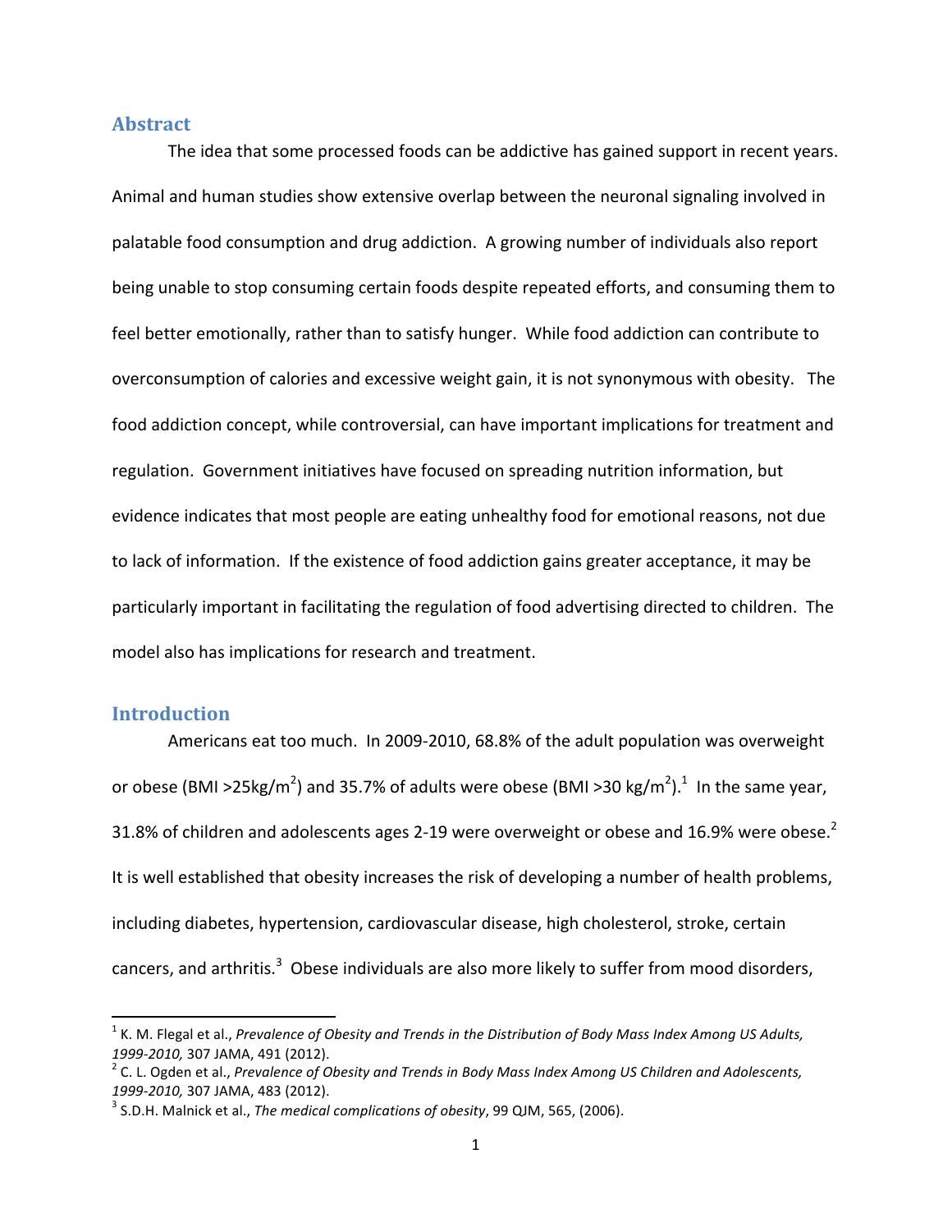## Abstract

The idea that some processed foods can be addictive has gained support in recent years. Animal and human studies show extensive overlap between the neuronal signaling involved in palatable food consumption and drug addiction. A growing number of individuals also report being unable to stop consuming certain foods despite repeated efforts, and consuming them to feel better emotionally, rather than to satisfy hunger. While food addiction can contribute to overconsumption of calories and excessive weight gain, it is not synonymous with obesity. The food addiction concept, while controversial, can have important implications for treatment and regulation. Government initiatives have focused on spreading nutrition information, but evidence indicates that most people are eating unhealthy food for emotional reasons, not due to lack of information. If the existence of food addiction gains greater acceptance, it may be particularly important in facilitating the regulation of food advertising directed to children. The model also has implications for research and treatment.

## Introduction

Americans eat too much. In 2009-2010, 68.8% of the adult population was overweight or obese (BMI >25kg/m$^2$) and 35.7% of adults were obese (BMI >30 kg/m$^2$).[1] In the same year, 31.8% of children and adolescents ages 2-19 were overweight or obese and 16.9% were obese.[2] It is well established that obesity increases the risk of developing a number of health problems, including diabetes, hypertension, cardiovascular disease, high cholesterol, stroke, certain cancers, and arthritis.[3] Obese individuals are also more likely to suffer from mood disorders,

[1] K. M. Flegal et al., *Prevalence of Obesity and Trends in the Distribution of Body Mass Index Among US Adults, 1999-2010,* 307 JAMA, 491 (2012).

[2] C. L. Ogden et al., *Prevalence of Obesity and Trends in Body Mass Index Among US Children and Adolescents, 1999-2010,* 307 JAMA, 483 (2012).

[3] S.D.H. Malnick et al., *The medical complications of obesity*, 99 QJM, 565, (2006).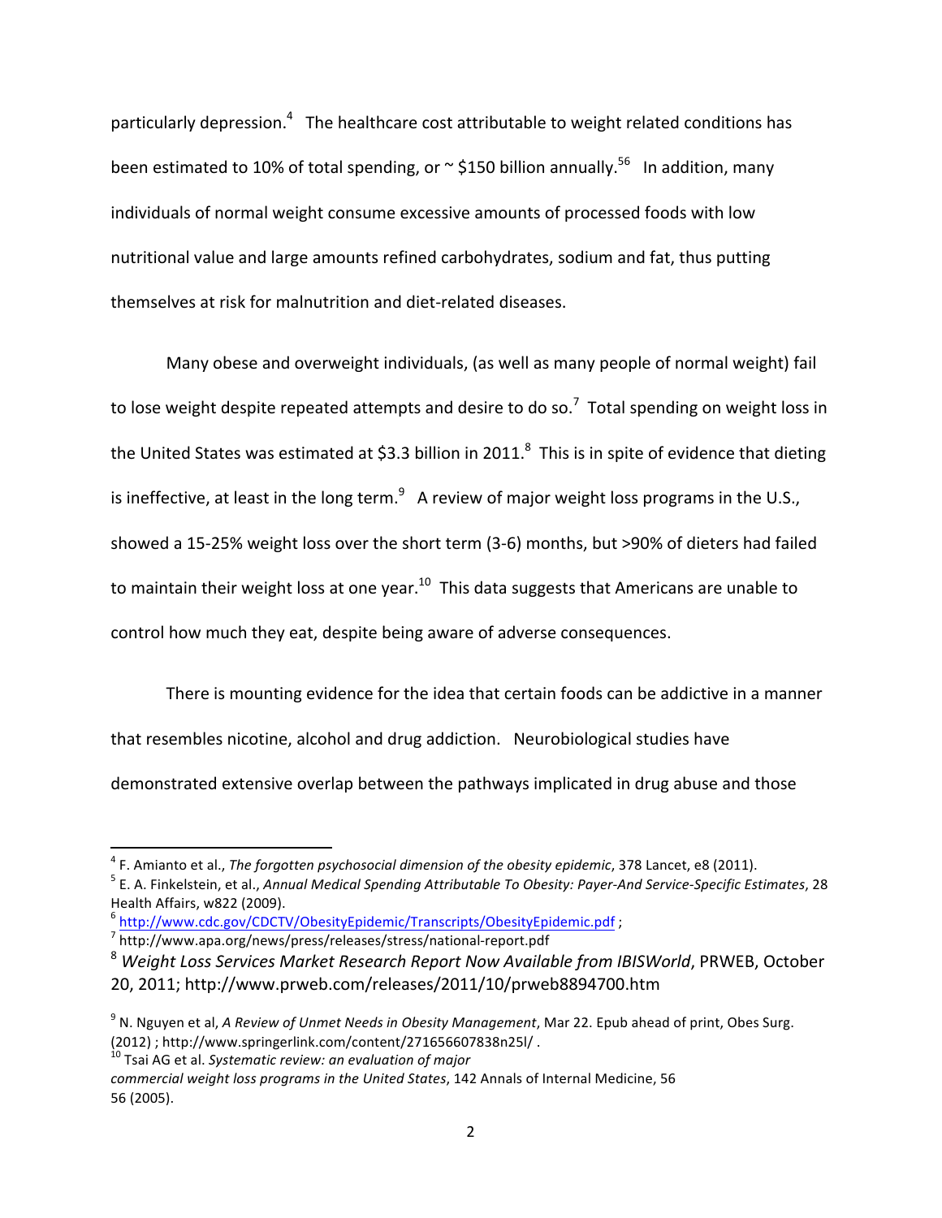particularly depression.[4] The healthcare cost attributable to weight related conditions has been estimated to 10% of total spending, or ~ $150 billion annually.[5][6] In addition, many individuals of normal weight consume excessive amounts of processed foods with low nutritional value and large amounts refined carbohydrates, sodium and fat, thus putting themselves at risk for malnutrition and diet-related diseases.

Many obese and overweight individuals, (as well as many people of normal weight) fail to lose weight despite repeated attempts and desire to do so.[7] Total spending on weight loss in the United States was estimated at $3.3 billion in 2011.[8] This is in spite of evidence that dieting is ineffective, at least in the long term.[9] A review of major weight loss programs in the U.S., showed a 15-25% weight loss over the short term (3-6) months, but >90% of dieters had failed to maintain their weight loss at one year.[10] This data suggests that Americans are unable to control how much they eat, despite being aware of adverse consequences.

There is mounting evidence for the idea that certain foods can be addictive in a manner that resembles nicotine, alcohol and drug addiction. Neurobiological studies have demonstrated extensive overlap between the pathways implicated in drug abuse and those

---

[4] F. Amianto et al., *The forgotten psychosocial dimension of the obesity epidemic*, 378 Lancet, e8 (2011).

[5] E. A. Finkelstein, et al., *Annual Medical Spending Attributable To Obesity: Payer-And Service-Specific Estimates*, 28 Health Affairs, w822 (2009).

[6] http://www.cdc.gov/CDCTV/ObesityEpidemic/Transcripts/ObesityEpidemic.pdf ;

[7] http://www.apa.org/news/press/releases/stress/national-report.pdf

[8] *Weight Loss Services Market Research Report Now Available from IBISWorld*, PRWEB, October 20, 2011; http://www.prweb.com/releases/2011/10/prweb8894700.htm

[9] N. Nguyen et al, *A Review of Unmet Needs in Obesity Management*, Mar 22. Epub ahead of print, Obes Surg. (2012) ; http://www.springerlink.com/content/271656607838n25l/ .

[10] Tsai AG et al. *Systematic review: an evaluation of major commercial weight loss programs in the United States*, 142 Annals of Internal Medicine, 56 56 (2005).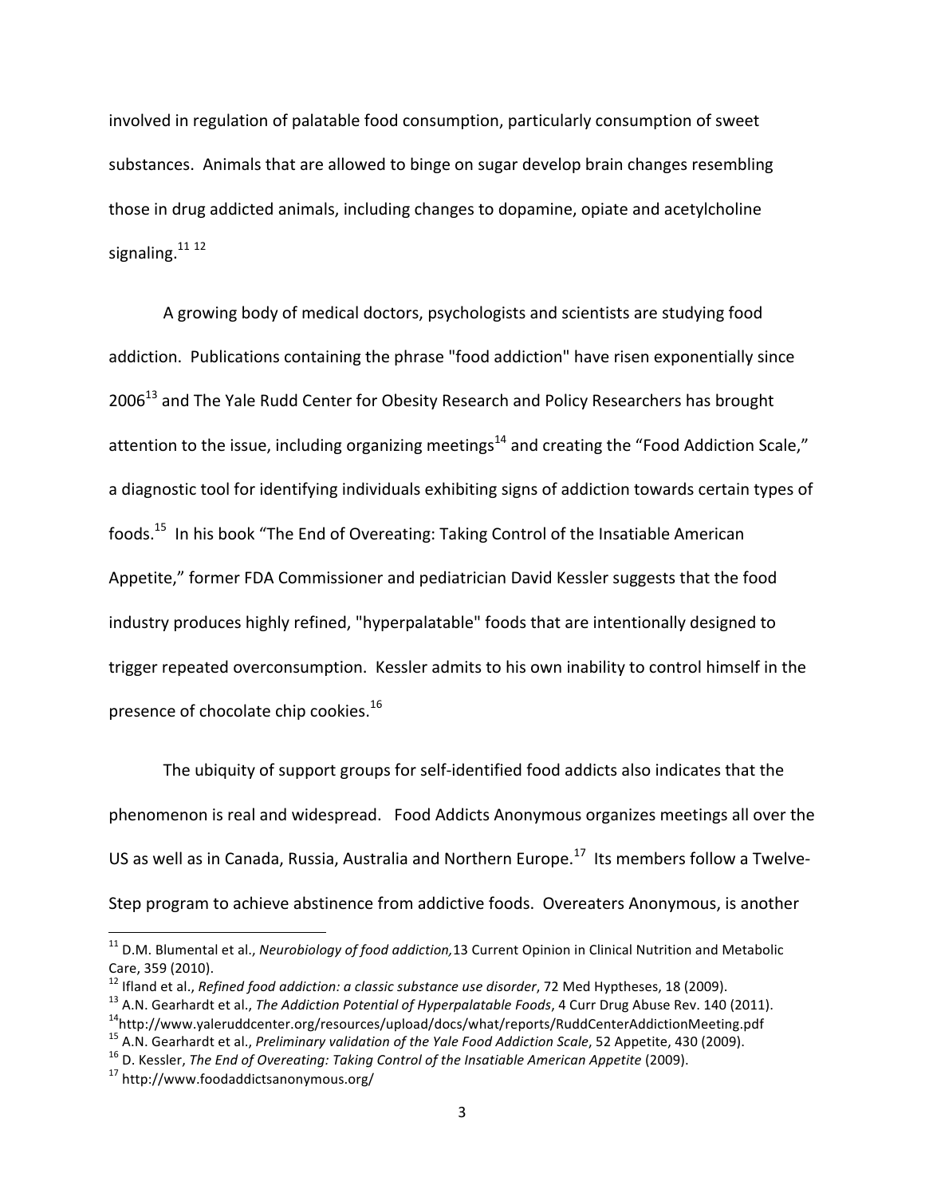involved in regulation of palatable food consumption, particularly consumption of sweet substances. Animals that are allowed to binge on sugar develop brain changes resembling those in drug addicted animals, including changes to dopamine, opiate and acetylcholine signaling.[11] [12]

A growing body of medical doctors, psychologists and scientists are studying food addiction. Publications containing the phrase "food addiction" have risen exponentially since 2006[13] and The Yale Rudd Center for Obesity Research and Policy Researchers has brought attention to the issue, including organizing meetings[14] and creating the "Food Addiction Scale," a diagnostic tool for identifying individuals exhibiting signs of addiction towards certain types of foods.[15] In his book "The End of Overeating: Taking Control of the Insatiable American Appetite," former FDA Commissioner and pediatrician David Kessler suggests that the food industry produces highly refined, "hyperpalatable" foods that are intentionally designed to trigger repeated overconsumption. Kessler admits to his own inability to control himself in the presence of chocolate chip cookies.[16]

The ubiquity of support groups for self-identified food addicts also indicates that the phenomenon is real and widespread. Food Addicts Anonymous organizes meetings all over the US as well as in Canada, Russia, Australia and Northern Europe.[17] Its members follow a Twelve-Step program to achieve abstinence from addictive foods. Overeaters Anonymous, is another

---

[11] D.M. Blumental et al., *Neurobiology of food addiction,* 13 Current Opinion in Clinical Nutrition and Metabolic Care, 359 (2010).

[12] Ifland et al., *Refined food addiction: a classic substance use disorder*, 72 Med Hyptheses, 18 (2009).

[13] A.N. Gearhardt et al., *The Addiction Potential of Hyperpalatable Foods*, 4 Curr Drug Abuse Rev. 140 (2011).

[14] http://www.yaleruddcenter.org/resources/upload/docs/what/reports/RuddCenterAddictionMeeting.pdf

[15] A.N. Gearhardt et al., *Preliminary validation of the Yale Food Addiction Scale*, 52 Appetite, 430 (2009).

[16] D. Kessler, *The End of Overeating: Taking Control of the Insatiable American Appetite* (2009).

[17] http://www.foodaddictsanonymous.org/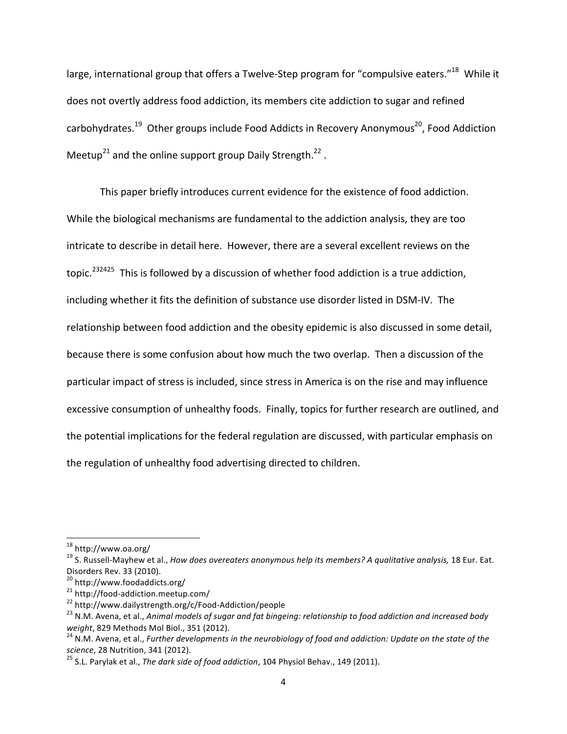large, international group that offers a Twelve-Step program for "compulsive eaters."[18] While it does not overtly address food addiction, its members cite addiction to sugar and refined carbohydrates.[19] Other groups include Food Addicts in Recovery Anonymous[20], Food Addiction Meetup[21] and the online support group Daily Strength.[22] .

This paper briefly introduces current evidence for the existence of food addiction. While the biological mechanisms are fundamental to the addiction analysis, they are too intricate to describe in detail here. However, there are a several excellent reviews on the topic.[23][24][25] This is followed by a discussion of whether food addiction is a true addiction, including whether it fits the definition of substance use disorder listed in DSM-IV. The relationship between food addiction and the obesity epidemic is also discussed in some detail, because there is some confusion about how much the two overlap. Then a discussion of the particular impact of stress is included, since stress in America is on the rise and may influence excessive consumption of unhealthy foods. Finally, topics for further research are outlined, and the potential implications for the federal regulation are discussed, with particular emphasis on the regulation of unhealthy food advertising directed to children.

---

[18] http://www.oa.org/

[19] S. Russell-Mayhew et al., *How does overeaters anonymous help its members? A qualitative analysis,* 18 Eur. Eat. Disorders Rev. 33 (2010).

[20] http://www.foodaddicts.org/

[21] http://food-addiction.meetup.com/

[22] http://www.dailystrength.org/c/Food-Addiction/people

[23] N.M. Avena, et al., *Animal models of sugar and fat bingeing: relationship to food addiction and increased body weight*, 829 Methods Mol Biol., 351 (2012).

[24] N.M. Avena, et al., *Further developments in the neurobiology of food and addiction: Update on the state of the science*, 28 Nutrition, 341 (2012).

[25] S.L. Parylak et al., *The dark side of food addiction*, 104 Physiol Behav., 149 (2011).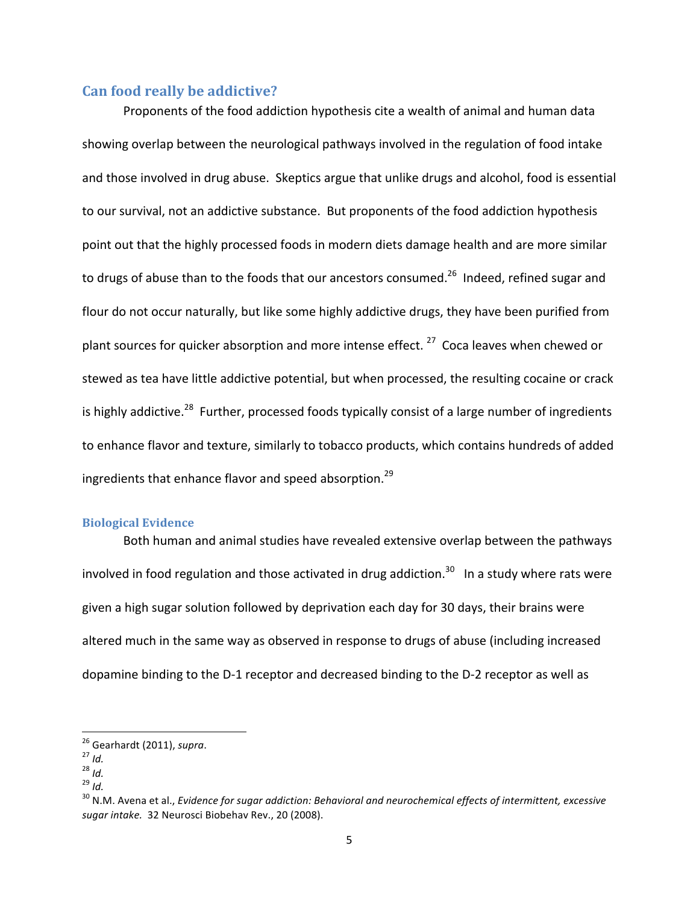## Can food really be addictive?

Proponents of the food addiction hypothesis cite a wealth of animal and human data showing overlap between the neurological pathways involved in the regulation of food intake and those involved in drug abuse. Skeptics argue that unlike drugs and alcohol, food is essential to our survival, not an addictive substance. But proponents of the food addiction hypothesis point out that the highly processed foods in modern diets damage health and are more similar to drugs of abuse than to the foods that our ancestors consumed.[26] Indeed, refined sugar and flour do not occur naturally, but like some highly addictive drugs, they have been purified from plant sources for quicker absorption and more intense effect.[27] Coca leaves when chewed or stewed as tea have little addictive potential, but when processed, the resulting cocaine or crack is highly addictive.[28] Further, processed foods typically consist of a large number of ingredients to enhance flavor and texture, similarly to tobacco products, which contains hundreds of added ingredients that enhance flavor and speed absorption.[29]

### Biological Evidence

Both human and animal studies have revealed extensive overlap between the pathways involved in food regulation and those activated in drug addiction.[30] In a study where rats were given a high sugar solution followed by deprivation each day for 30 days, their brains were altered much in the same way as observed in response to drugs of abuse (including increased dopamine binding to the D-1 receptor and decreased binding to the D-2 receptor as well as

---

[26] Gearhardt (2011), *supra*.
[27] *Id.*
[28] *Id.*
[29] *Id.*
[30] N.M. Avena et al., *Evidence for sugar addiction: Behavioral and neurochemical effects of intermittent, excessive sugar intake.* 32 Neurosci Biobehav Rev., 20 (2008).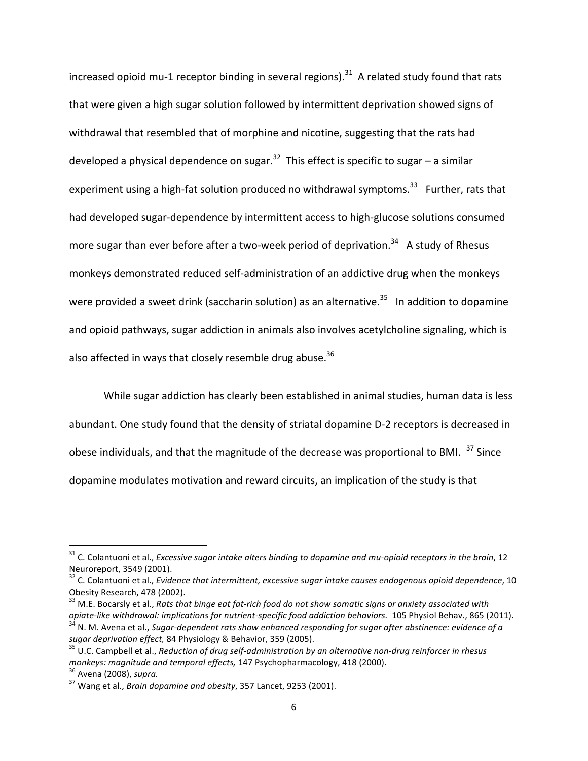increased opioid mu-1 receptor binding in several regions).[31] A related study found that rats that were given a high sugar solution followed by intermittent deprivation showed signs of withdrawal that resembled that of morphine and nicotine, suggesting that the rats had developed a physical dependence on sugar.[32] This effect is specific to sugar – a similar experiment using a high-fat solution produced no withdrawal symptoms.[33] Further, rats that had developed sugar-dependence by intermittent access to high-glucose solutions consumed more sugar than ever before after a two-week period of deprivation.[34] A study of Rhesus monkeys demonstrated reduced self-administration of an addictive drug when the monkeys were provided a sweet drink (saccharin solution) as an alternative.[35] In addition to dopamine and opioid pathways, sugar addiction in animals also involves acetylcholine signaling, which is also affected in ways that closely resemble drug abuse.[36]

While sugar addiction has clearly been established in animal studies, human data is less abundant. One study found that the density of striatal dopamine D-2 receptors is decreased in obese individuals, and that the magnitude of the decrease was proportional to BMI.[37] Since dopamine modulates motivation and reward circuits, an implication of the study is that

---

[31] C. Colantuoni et al., *Excessive sugar intake alters binding to dopamine and mu-opioid receptors in the brain*, 12 Neuroreport, 3549 (2001).

[32] C. Colantuoni et al., *Evidence that intermittent, excessive sugar intake causes endogenous opioid dependence*, 10 Obesity Research, 478 (2002).

[33] M.E. Bocarsly et al., *Rats that binge eat fat-rich food do not show somatic signs or anxiety associated with opiate-like withdrawal: implications for nutrient-specific food addiction behaviors.* 105 Physiol Behav., 865 (2011).

[34] N. M. Avena et al., *Sugar-dependent rats show enhanced responding for sugar after abstinence: evidence of a sugar deprivation effect,* 84 Physiology & Behavior, 359 (2005).

[35] U.C. Campbell et al., *Reduction of drug self-administration by an alternative non-drug reinforcer in rhesus monkeys: magnitude and temporal effects,* 147 Psychopharmacology, 418 (2000).

[36] Avena (2008), *supra.*

[37] Wang et al., *Brain dopamine and obesity*, 357 Lancet, 9253 (2001).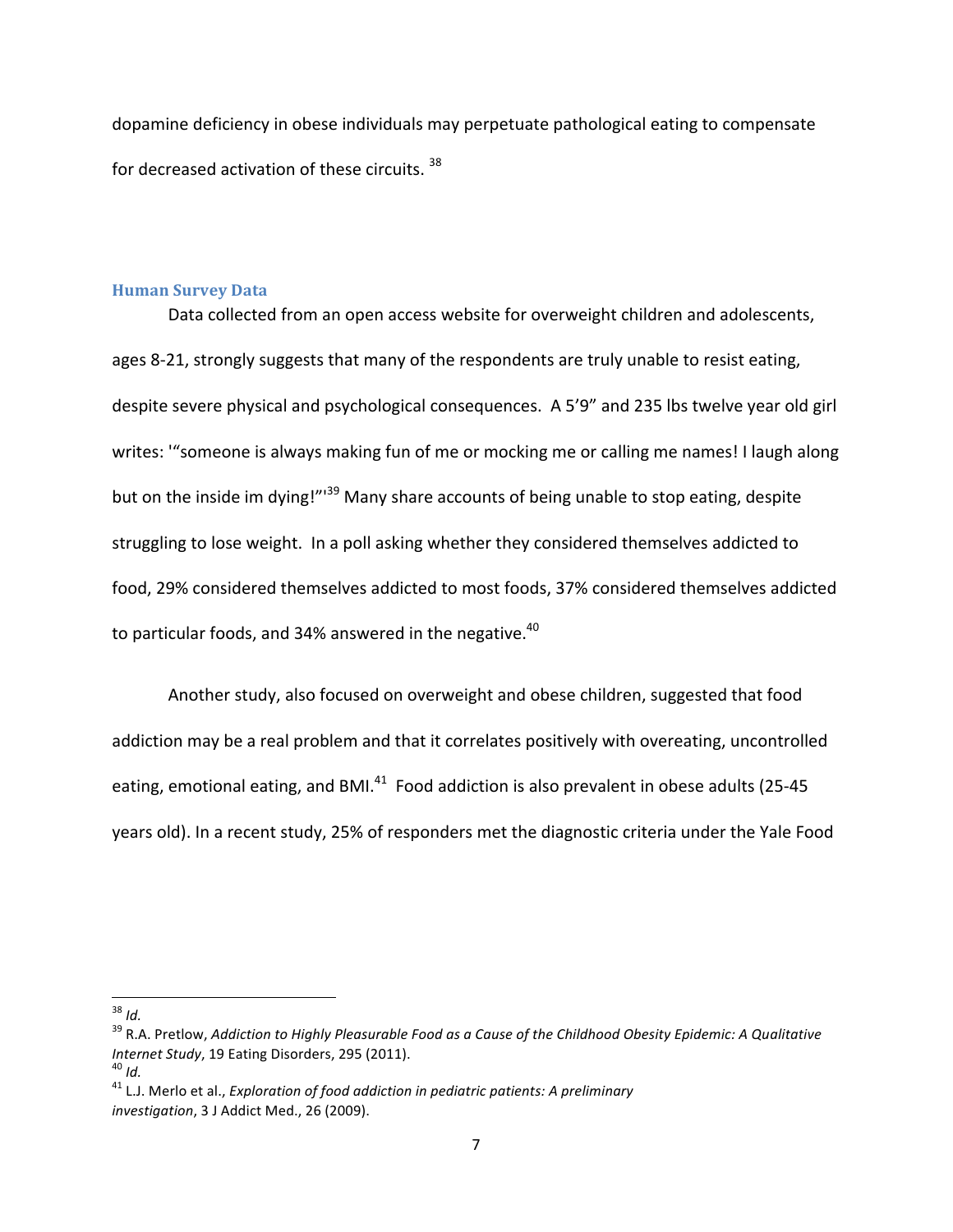dopamine deficiency in obese individuals may perpetuate pathological eating to compensate for decreased activation of these circuits. [38]

### Human Survey Data

Data collected from an open access website for overweight children and adolescents, ages 8-21, strongly suggests that many of the respondents are truly unable to resist eating, despite severe physical and psychological consequences. A 5'9" and 235 lbs twelve year old girl writes: '"someone is always making fun of me or mocking me or calling me names! I laugh along but on the inside im dying!"'[39] Many share accounts of being unable to stop eating, despite struggling to lose weight. In a poll asking whether they considered themselves addicted to food, 29% considered themselves addicted to most foods, 37% considered themselves addicted to particular foods, and 34% answered in the negative.[40]

Another study, also focused on overweight and obese children, suggested that food addiction may be a real problem and that it correlates positively with overeating, uncontrolled eating, emotional eating, and BMI.[41] Food addiction is also prevalent in obese adults (25-45 years old). In a recent study, 25% of responders met the diagnostic criteria under the Yale Food

---

[38] *Id.*

[39] R.A. Pretlow, *Addiction to Highly Pleasurable Food as a Cause of the Childhood Obesity Epidemic: A Qualitative Internet Study*, 19 Eating Disorders, 295 (2011).

[40] *Id.*

[41] L.J. Merlo et al., *Exploration of food addiction in pediatric patients: A preliminary investigation*, 3 J Addict Med., 26 (2009).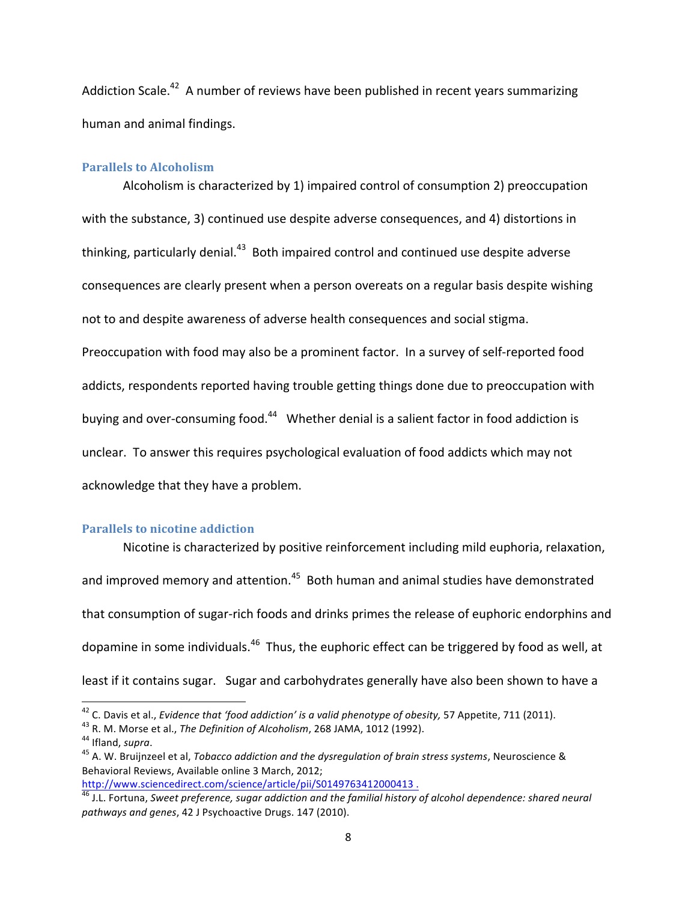Addiction Scale.[42] A number of reviews have been published in recent years summarizing human and animal findings.

### Parallels to Alcoholism

Alcoholism is characterized by 1) impaired control of consumption 2) preoccupation with the substance, 3) continued use despite adverse consequences, and 4) distortions in thinking, particularly denial.[43] Both impaired control and continued use despite adverse consequences are clearly present when a person overeats on a regular basis despite wishing not to and despite awareness of adverse health consequences and social stigma. Preoccupation with food may also be a prominent factor. In a survey of self-reported food addicts, respondents reported having trouble getting things done due to preoccupation with buying and over-consuming food.[44] Whether denial is a salient factor in food addiction is unclear. To answer this requires psychological evaluation of food addicts which may not acknowledge that they have a problem.

### Parallels to nicotine addiction

Nicotine is characterized by positive reinforcement including mild euphoria, relaxation, and improved memory and attention.[45] Both human and animal studies have demonstrated that consumption of sugar-rich foods and drinks primes the release of euphoric endorphins and dopamine in some individuals.[46] Thus, the euphoric effect can be triggered by food as well, at least if it contains sugar. Sugar and carbohydrates generally have also been shown to have a

---

[42] C. Davis et al., *Evidence that 'food addiction' is a valid phenotype of obesity,* 57 Appetite, 711 (2011).

[43] R. M. Morse et al., *The Definition of Alcoholism*, 268 JAMA, 1012 (1992).

[44] Ifland, *supra*.

[45] A. W. Bruijnzeel et al, *Tobacco addiction and the dysregulation of brain stress systems*, Neuroscience & Behavioral Reviews, Available online 3 March, 2012; http://www.sciencedirect.com/science/article/pii/S0149763412000413 .

[46] J.L. Fortuna, *Sweet preference, sugar addiction and the familial history of alcohol dependence: shared neural pathways and genes*, 42 J Psychoactive Drugs. 147 (2010).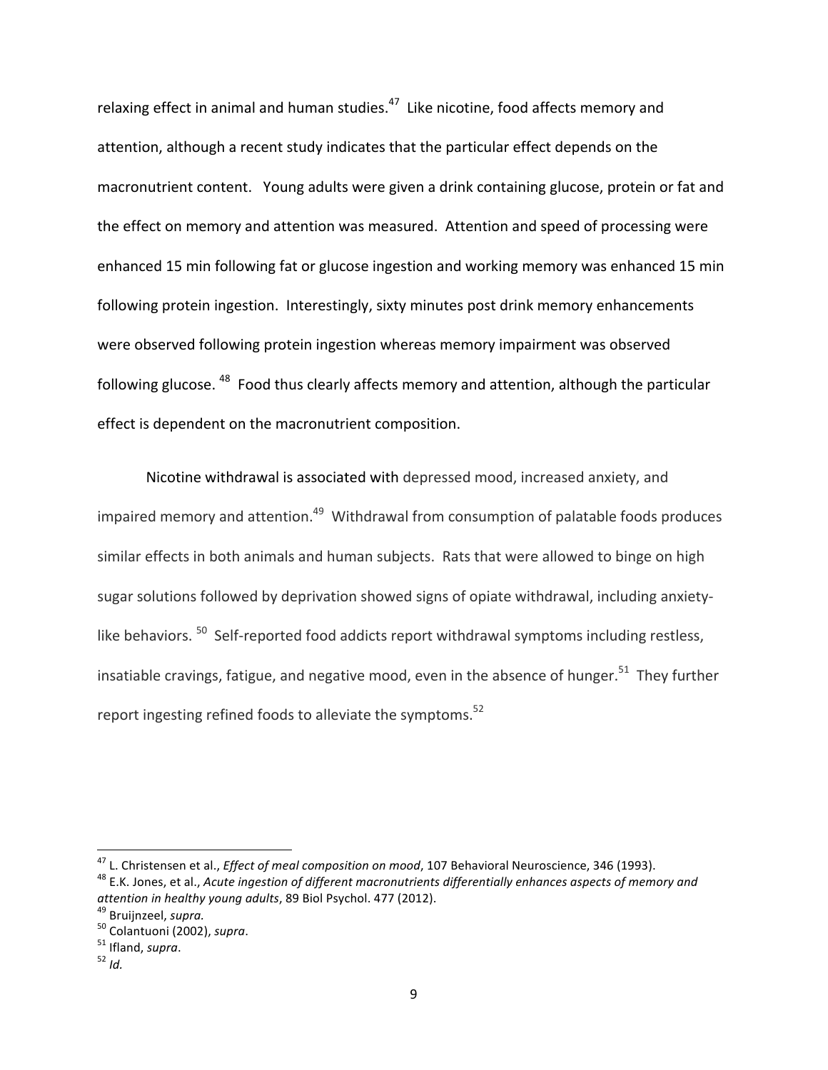relaxing effect in animal and human studies.[47] Like nicotine, food affects memory and attention, although a recent study indicates that the particular effect depends on the macronutrient content. Young adults were given a drink containing glucose, protein or fat and the effect on memory and attention was measured. Attention and speed of processing were enhanced 15 min following fat or glucose ingestion and working memory was enhanced 15 min following protein ingestion. Interestingly, sixty minutes post drink memory enhancements were observed following protein ingestion whereas memory impairment was observed following glucose.[48] Food thus clearly affects memory and attention, although the particular effect is dependent on the macronutrient composition.

Nicotine withdrawal is associated with depressed mood, increased anxiety, and impaired memory and attention.[49] Withdrawal from consumption of palatable foods produces similar effects in both animals and human subjects. Rats that were allowed to binge on high sugar solutions followed by deprivation showed signs of opiate withdrawal, including anxiety-like behaviors.[50] Self-reported food addicts report withdrawal symptoms including restless, insatiable cravings, fatigue, and negative mood, even in the absence of hunger.[51] They further report ingesting refined foods to alleviate the symptoms.[52]

---

[47] L. Christensen et al., *Effect of meal composition on mood*, 107 Behavioral Neuroscience, 346 (1993).

[48] E.K. Jones, et al., *Acute ingestion of different macronutrients differentially enhances aspects of memory and attention in healthy young adults*, 89 Biol Psychol. 477 (2012).

[49] Bruijnzeel, *supra.*

[50] Colantuoni (2002), *supra*.

[51] Ifland, *supra*.

[52] *Id.*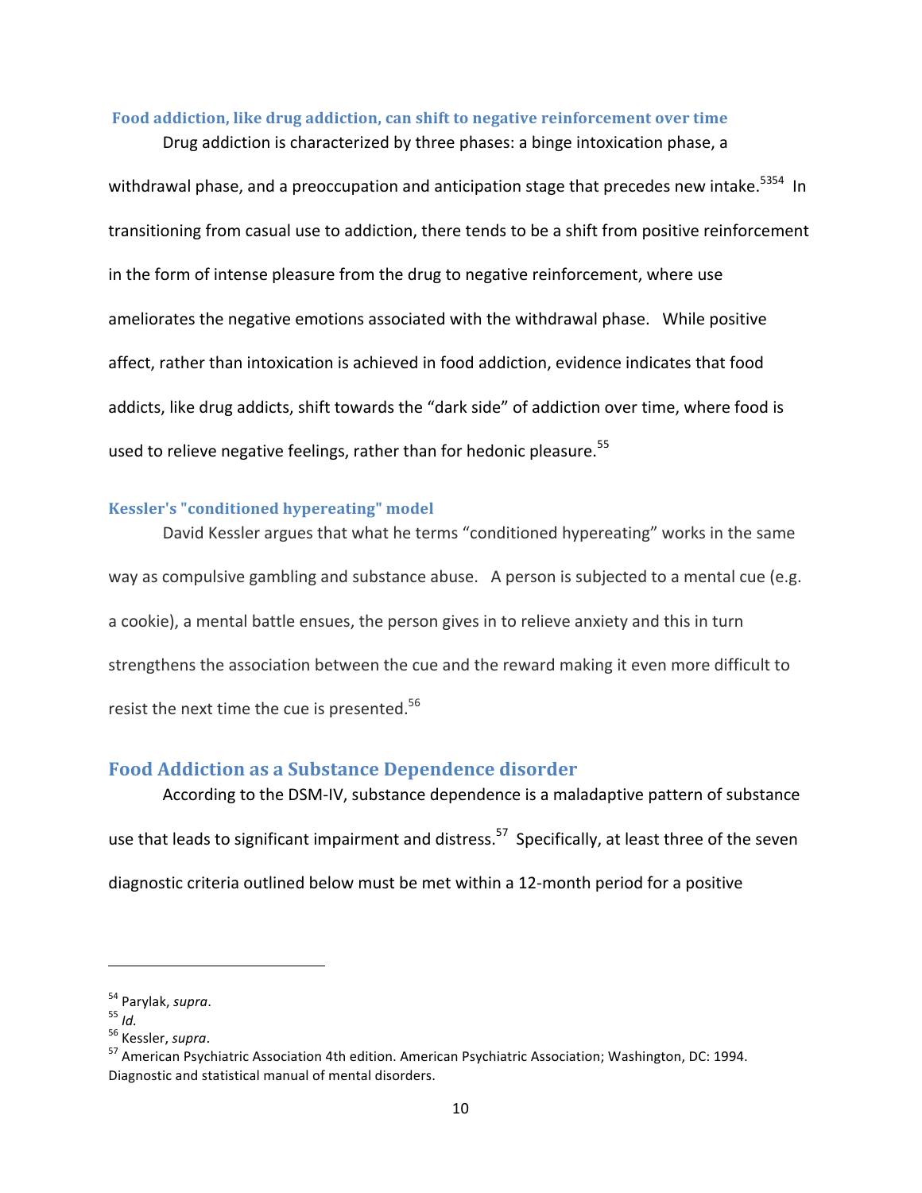### Food addiction, like drug addiction, can shift to negative reinforcement over time

Drug addiction is characterized by three phases: a binge intoxication phase, a withdrawal phase, and a preoccupation and anticipation stage that precedes new intake.[53][54] In transitioning from casual use to addiction, there tends to be a shift from positive reinforcement in the form of intense pleasure from the drug to negative reinforcement, where use ameliorates the negative emotions associated with the withdrawal phase. While positive affect, rather than intoxication is achieved in food addiction, evidence indicates that food addicts, like drug addicts, shift towards the "dark side" of addiction over time, where food is used to relieve negative feelings, rather than for hedonic pleasure.[55]

### Kessler's "conditioned hypereating" model

David Kessler argues that what he terms "conditioned hypereating" works in the same way as compulsive gambling and substance abuse. A person is subjected to a mental cue (e.g. a cookie), a mental battle ensues, the person gives in to relieve anxiety and this in turn strengthens the association between the cue and the reward making it even more difficult to resist the next time the cue is presented.[56]

## Food Addiction as a Substance Dependence disorder

According to the DSM-IV, substance dependence is a maladaptive pattern of substance use that leads to significant impairment and distress.[57] Specifically, at least three of the seven diagnostic criteria outlined below must be met within a 12-month period for a positive

---

[54] Parylak, *supra*.

[55] *Id.*

[56] Kessler, *supra*.

[57] American Psychiatric Association 4th edition. American Psychiatric Association; Washington, DC: 1994. Diagnostic and statistical manual of mental disorders.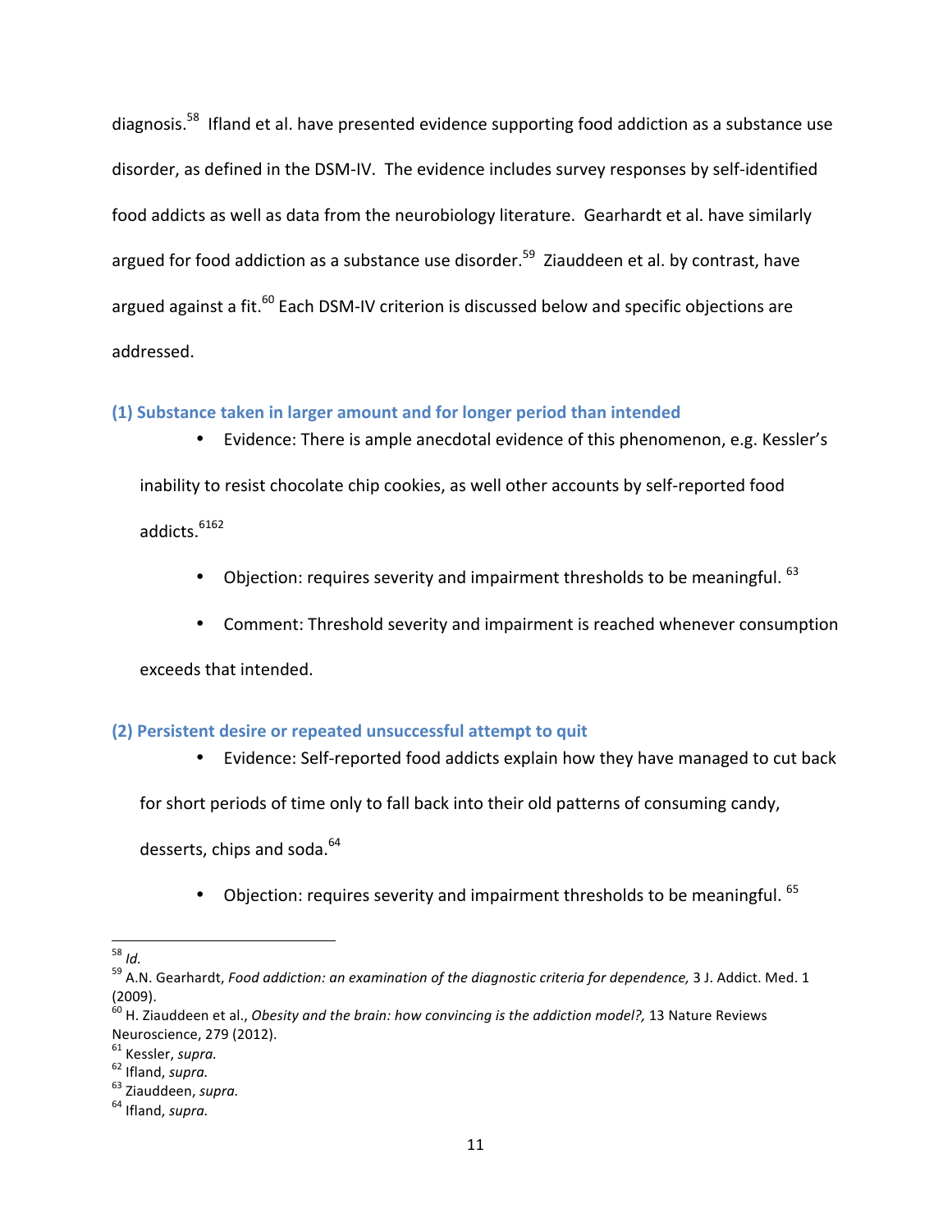diagnosis.[58] Ifland et al. have presented evidence supporting food addiction as a substance use disorder, as defined in the DSM-IV. The evidence includes survey responses by self-identified food addicts as well as data from the neurobiology literature. Gearhardt et al. have similarly argued for food addiction as a substance use disorder.[59] Ziauddeen et al. by contrast, have argued against a fit.[60] Each DSM-IV criterion is discussed below and specific objections are addressed.

### (1) Substance taken in larger amount and for longer period than intended

- Evidence: There is ample anecdotal evidence of this phenomenon, e.g. Kessler's inability to resist chocolate chip cookies, as well other accounts by self-reported food addicts.[61][62]
- Objection: requires severity and impairment thresholds to be meaningful. [63]
- Comment: Threshold severity and impairment is reached whenever consumption exceeds that intended.

### (2) Persistent desire or repeated unsuccessful attempt to quit

- Evidence: Self-reported food addicts explain how they have managed to cut back for short periods of time only to fall back into their old patterns of consuming candy, desserts, chips and soda.[64]
- Objection: requires severity and impairment thresholds to be meaningful. [65]

---

[58] *Id.*

[59] A.N. Gearhardt, *Food addiction: an examination of the diagnostic criteria for dependence,* 3 J. Addict. Med. 1 (2009).

[60] H. Ziauddeen et al., *Obesity and the brain: how convincing is the addiction model?,* 13 Nature Reviews Neuroscience, 279 (2012).

[61] Kessler, *supra.*

[62] Ifland, *supra.*

[63] Ziauddeen, *supra.*

[64] Ifland, *supra.*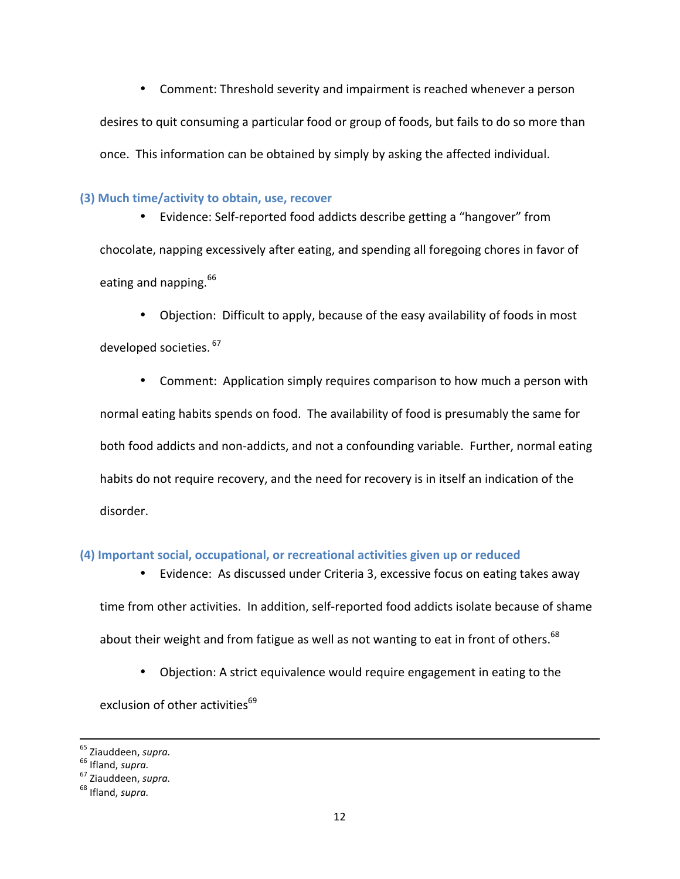- Comment: Threshold severity and impairment is reached whenever a person desires to quit consuming a particular food or group of foods, but fails to do so more than once. This information can be obtained by simply by asking the affected individual.

### (3) Much time/activity to obtain, use, recover

- Evidence: Self-reported food addicts describe getting a "hangover" from chocolate, napping excessively after eating, and spending all foregoing chores in favor of eating and napping.[66]

- Objection: Difficult to apply, because of the easy availability of foods in most developed societies.[67]

- Comment: Application simply requires comparison to how much a person with normal eating habits spends on food. The availability of food is presumably the same for both food addicts and non-addicts, and not a confounding variable. Further, normal eating habits do not require recovery, and the need for recovery is in itself an indication of the disorder.

### (4) Important social, occupational, or recreational activities given up or reduced

- Evidence: As discussed under Criteria 3, excessive focus on eating takes away time from other activities. In addition, self-reported food addicts isolate because of shame about their weight and from fatigue as well as not wanting to eat in front of others.[68]

- Objection: A strict equivalence would require engagement in eating to the exclusion of other activities[69]

---

[65] Ziauddeen, *supra.*
[66] Ifland, *supra.*
[67] Ziauddeen, *supra.*
[68] Ifland, *supra.*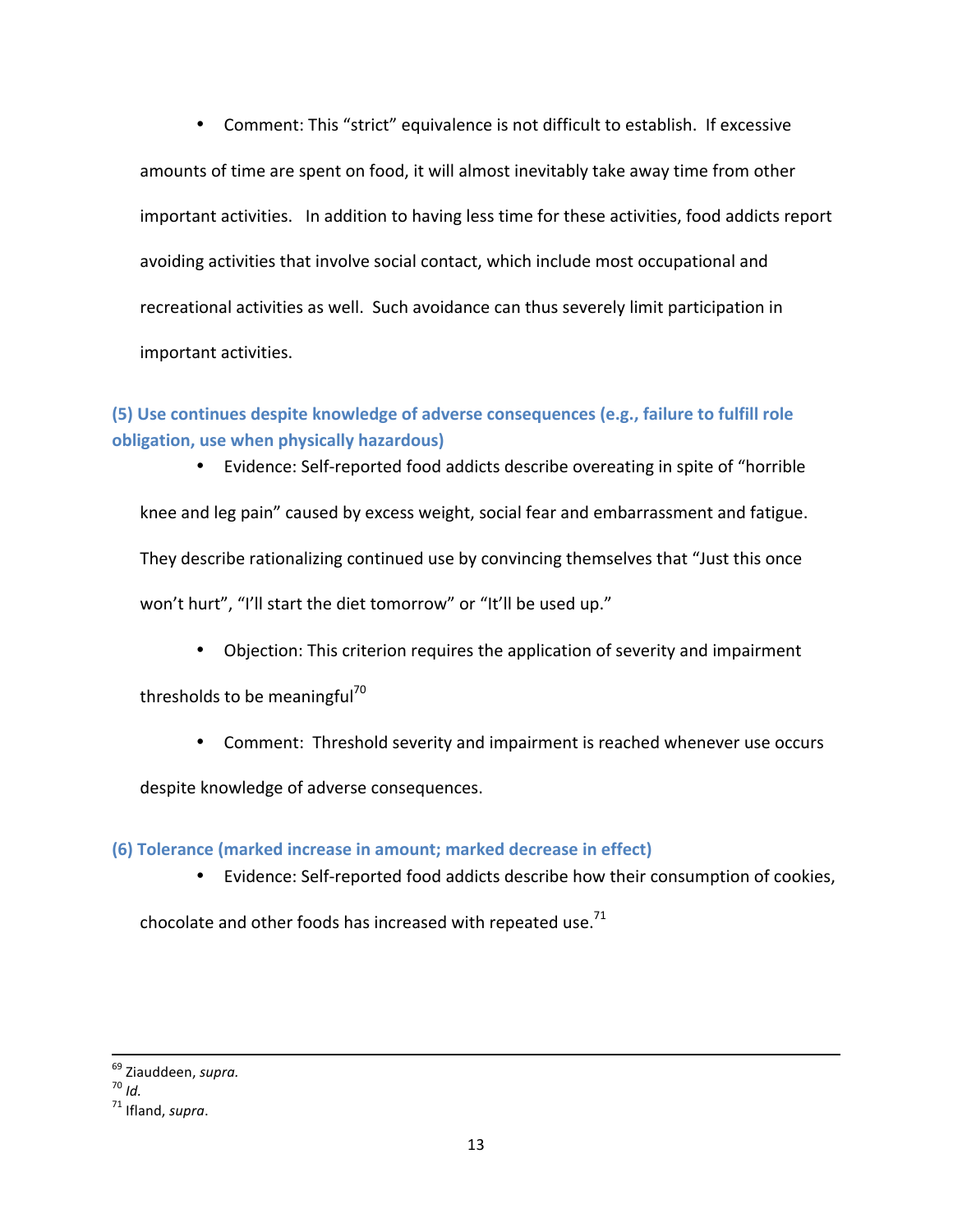- Comment: This "strict" equivalence is not difficult to establish. If excessive amounts of time are spent on food, it will almost inevitably take away time from other important activities. In addition to having less time for these activities, food addicts report avoiding activities that involve social contact, which include most occupational and recreational activities as well. Such avoidance can thus severely limit participation in important activities.

### (5) Use continues despite knowledge of adverse consequences (e.g., failure to fulfill role obligation, use when physically hazardous)

- Evidence: Self-reported food addicts describe overeating in spite of "horrible knee and leg pain" caused by excess weight, social fear and embarrassment and fatigue. They describe rationalizing continued use by convincing themselves that "Just this once won't hurt", "I'll start the diet tomorrow" or "It'll be used up."

- Objection: This criterion requires the application of severity and impairment thresholds to be meaningful[70]

- Comment: Threshold severity and impairment is reached whenever use occurs despite knowledge of adverse consequences.

### (6) Tolerance (marked increase in amount; marked decrease in effect)

- Evidence: Self-reported food addicts describe how their consumption of cookies, chocolate and other foods has increased with repeated use.[71]

---

[69] Ziauddeen, *supra.*
[70] *Id.*
[71] Ifland, *supra*.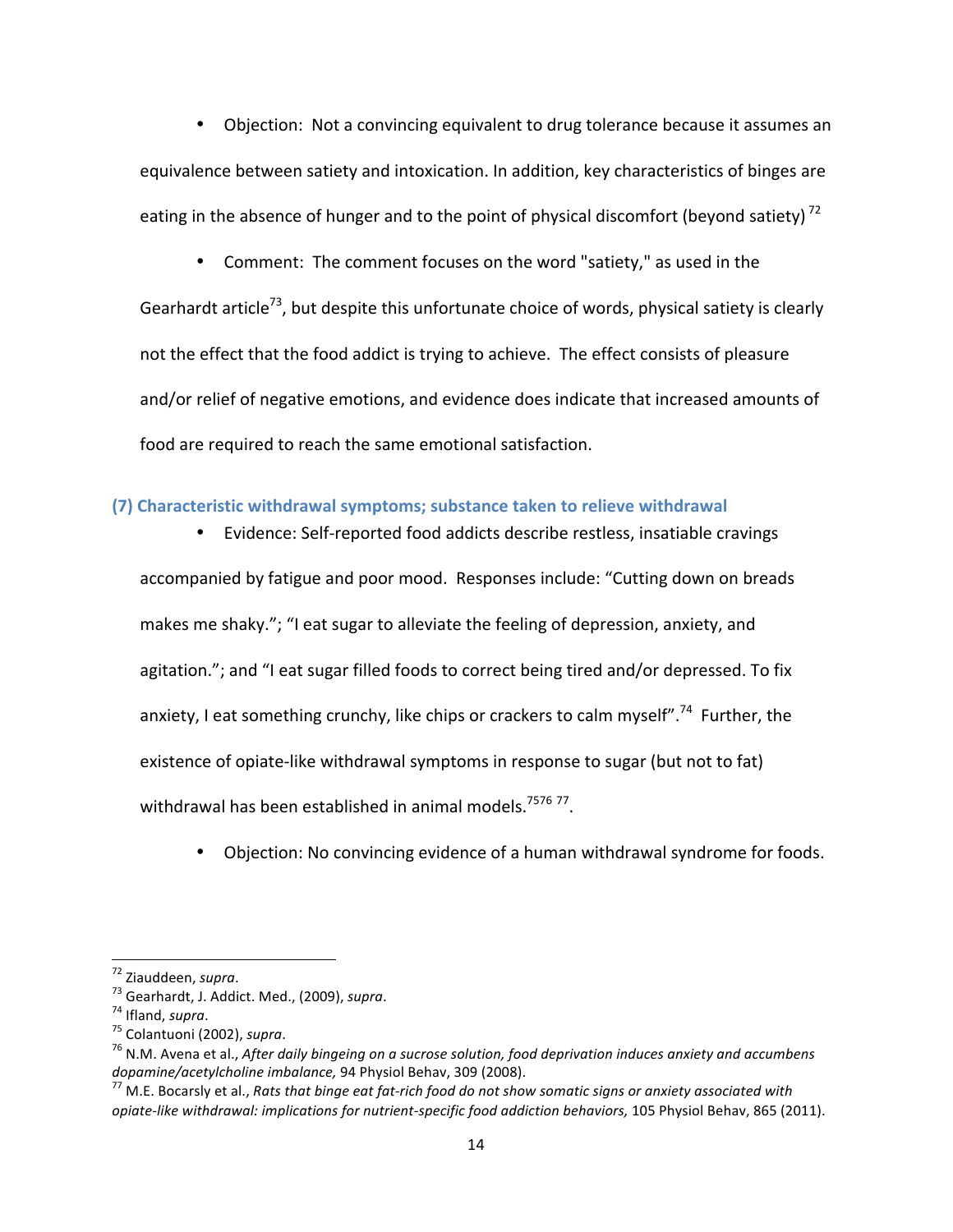- Objection: Not a convincing equivalent to drug tolerance because it assumes an equivalence between satiety and intoxication. In addition, key characteristics of binges are eating in the absence of hunger and to the point of physical discomfort (beyond satiety) [72]

- Comment: The comment focuses on the word "satiety," as used in the Gearhardt article[73], but despite this unfortunate choice of words, physical satiety is clearly not the effect that the food addict is trying to achieve. The effect consists of pleasure and/or relief of negative emotions, and evidence does indicate that increased amounts of food are required to reach the same emotional satisfaction.

### (7) Characteristic withdrawal symptoms; substance taken to relieve withdrawal

- Evidence: Self-reported food addicts describe restless, insatiable cravings accompanied by fatigue and poor mood. Responses include: "Cutting down on breads makes me shaky."; "I eat sugar to alleviate the feeling of depression, anxiety, and agitation."; and "I eat sugar filled foods to correct being tired and/or depressed. To fix anxiety, I eat something crunchy, like chips or crackers to calm myself".[74] Further, the existence of opiate-like withdrawal symptoms in response to sugar (but not to fat) withdrawal has been established in animal models.[75][76] [77].

- Objection: No convincing evidence of a human withdrawal syndrome for foods.

---

[72] Ziauddeen, *supra*.

[73] Gearhardt, J. Addict. Med., (2009), *supra*.

[74] Ifland, *supra*.

[75] Colantuoni (2002), *supra*.

[76] N.M. Avena et al., *After daily bingeing on a sucrose solution, food deprivation induces anxiety and accumbens dopamine/acetylcholine imbalance,* 94 Physiol Behav, 309 (2008).

[77] M.E. Bocarsly et al., *Rats that binge eat fat-rich food do not show somatic signs or anxiety associated with opiate-like withdrawal: implications for nutrient-specific food addiction behaviors,* 105 Physiol Behav, 865 (2011).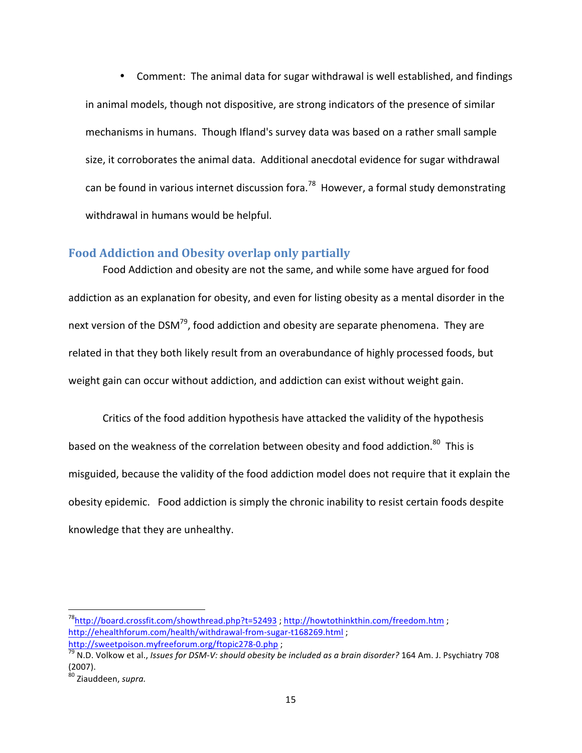- Comment: The animal data for sugar withdrawal is well established, and findings in animal models, though not dispositive, are strong indicators of the presence of similar mechanisms in humans. Though Ifland's survey data was based on a rather small sample size, it corroborates the animal data. Additional anecdotal evidence for sugar withdrawal can be found in various internet discussion fora.[78] However, a formal study demonstrating withdrawal in humans would be helpful.

## Food Addiction and Obesity overlap only partially

Food Addiction and obesity are not the same, and while some have argued for food addiction as an explanation for obesity, and even for listing obesity as a mental disorder in the next version of the DSM[79], food addiction and obesity are separate phenomena. They are related in that they both likely result from an overabundance of highly processed foods, but weight gain can occur without addiction, and addiction can exist without weight gain.

Critics of the food addition hypothesis have attacked the validity of the hypothesis based on the weakness of the correlation between obesity and food addiction.[80] This is misguided, because the validity of the food addiction model does not require that it explain the obesity epidemic. Food addiction is simply the chronic inability to resist certain foods despite knowledge that they are unhealthy.

---

[78] http://board.crossfit.com/showthread.php?t=52493 ; http://howtothinkthin.com/freedom.htm ; http://ehealthforum.com/health/withdrawal-from-sugar-t168269.html ; http://sweetpoison.myfreeforum.org/ftopic278-0.php ;

[79] N.D. Volkow et al., *Issues for DSM-V: should obesity be included as a brain disorder?* 164 Am. J. Psychiatry 708 (2007).

[80] Ziauddeen, *supra.*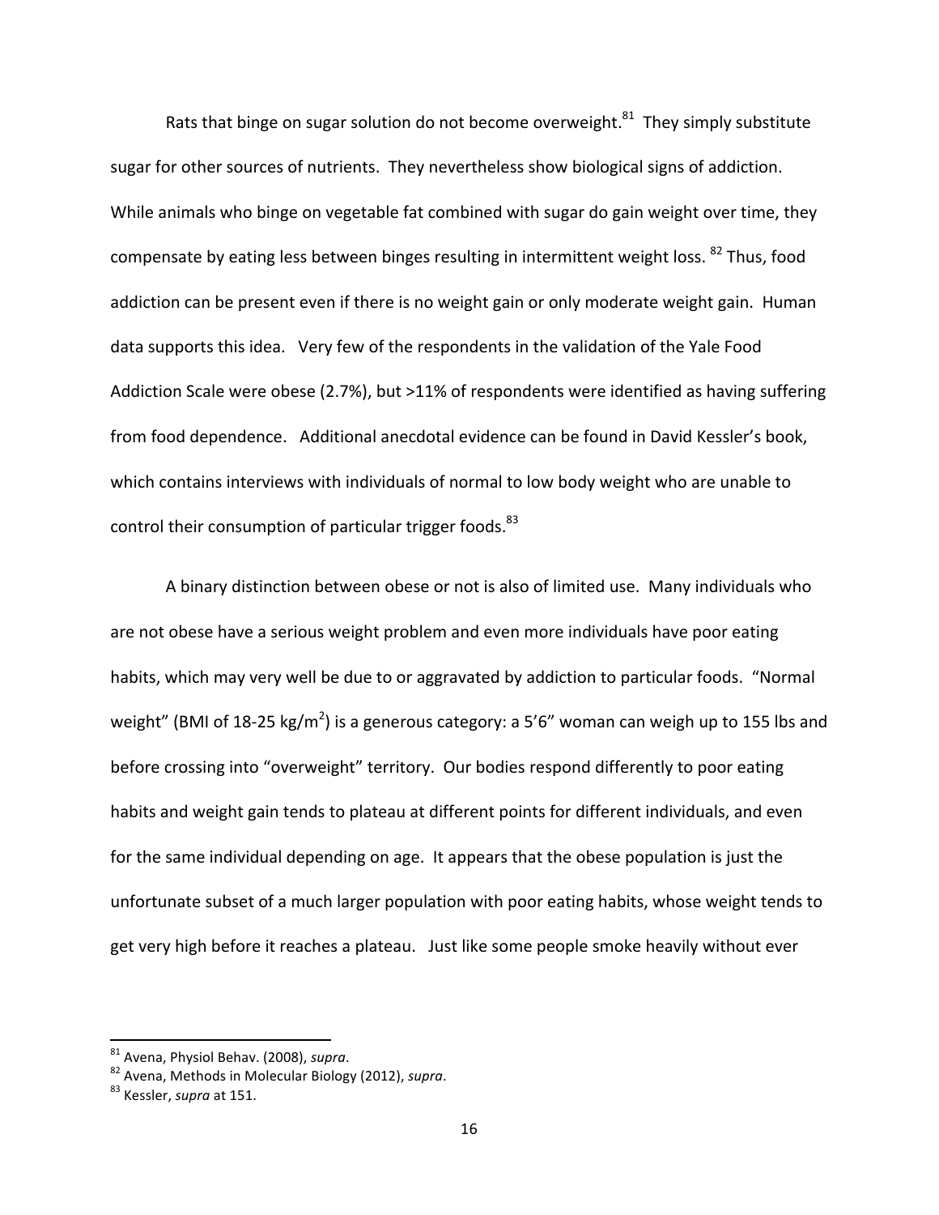Rats that binge on sugar solution do not become overweight.[81] They simply substitute sugar for other sources of nutrients. They nevertheless show biological signs of addiction. While animals who binge on vegetable fat combined with sugar do gain weight over time, they compensate by eating less between binges resulting in intermittent weight loss. [82] Thus, food addiction can be present even if there is no weight gain or only moderate weight gain. Human data supports this idea. Very few of the respondents in the validation of the Yale Food Addiction Scale were obese (2.7%), but >11% of respondents were identified as having suffering from food dependence. Additional anecdotal evidence can be found in David Kessler's book, which contains interviews with individuals of normal to low body weight who are unable to control their consumption of particular trigger foods.[83]

A binary distinction between obese or not is also of limited use. Many individuals who are not obese have a serious weight problem and even more individuals have poor eating habits, which may very well be due to or aggravated by addiction to particular foods. "Normal weight" (BMI of 18-25 kg/m$^2$) is a generous category: a 5'6" woman can weigh up to 155 lbs and before crossing into "overweight" territory. Our bodies respond differently to poor eating habits and weight gain tends to plateau at different points for different individuals, and even for the same individual depending on age. It appears that the obese population is just the unfortunate subset of a much larger population with poor eating habits, whose weight tends to get very high before it reaches a plateau. Just like some people smoke heavily without ever

---

[81] Avena, Physiol Behav. (2008), *supra*.

[82] Avena, Methods in Molecular Biology (2012), *supra*.

[83] Kessler, *supra* at 151.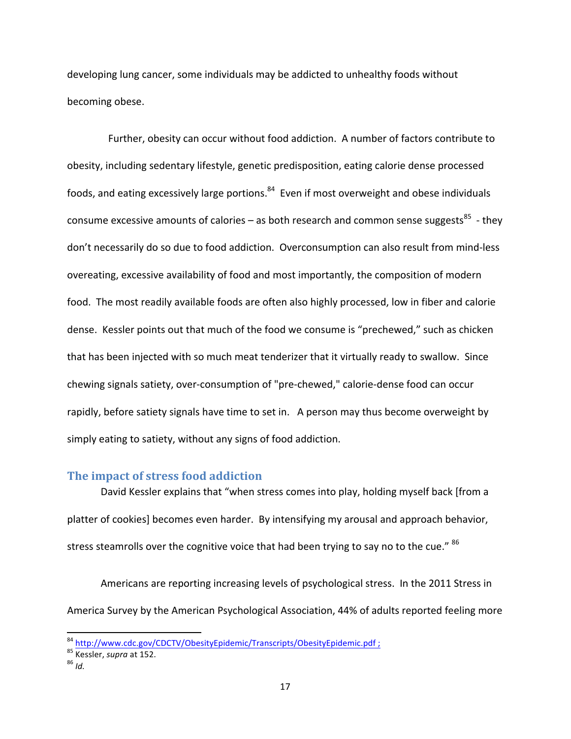developing lung cancer, some individuals may be addicted to unhealthy foods without becoming obese.

Further, obesity can occur without food addiction. A number of factors contribute to obesity, including sedentary lifestyle, genetic predisposition, eating calorie dense processed foods, and eating excessively large portions.[84] Even if most overweight and obese individuals consume excessive amounts of calories – as both research and common sense suggests[85] - they don't necessarily do so due to food addiction. Overconsumption can also result from mind-less overeating, excessive availability of food and most importantly, the composition of modern food. The most readily available foods are often also highly processed, low in fiber and calorie dense. Kessler points out that much of the food we consume is "prechewed," such as chicken that has been injected with so much meat tenderizer that it virtually ready to swallow. Since chewing signals satiety, over-consumption of "pre-chewed," calorie-dense food can occur rapidly, before satiety signals have time to set in. A person may thus become overweight by simply eating to satiety, without any signs of food addiction.

## The impact of stress food addiction

David Kessler explains that "when stress comes into play, holding myself back [from a platter of cookies] becomes even harder. By intensifying my arousal and approach behavior, stress steamrolls over the cognitive voice that had been trying to say no to the cue." [86]

Americans are reporting increasing levels of psychological stress. In the 2011 Stress in America Survey by the American Psychological Association, 44% of adults reported feeling more

---

[84] http://www.cdc.gov/CDCTV/ObesityEpidemic/Transcripts/ObesityEpidemic.pdf ;

[85] Kessler, *supra* at 152.

[86] *Id.*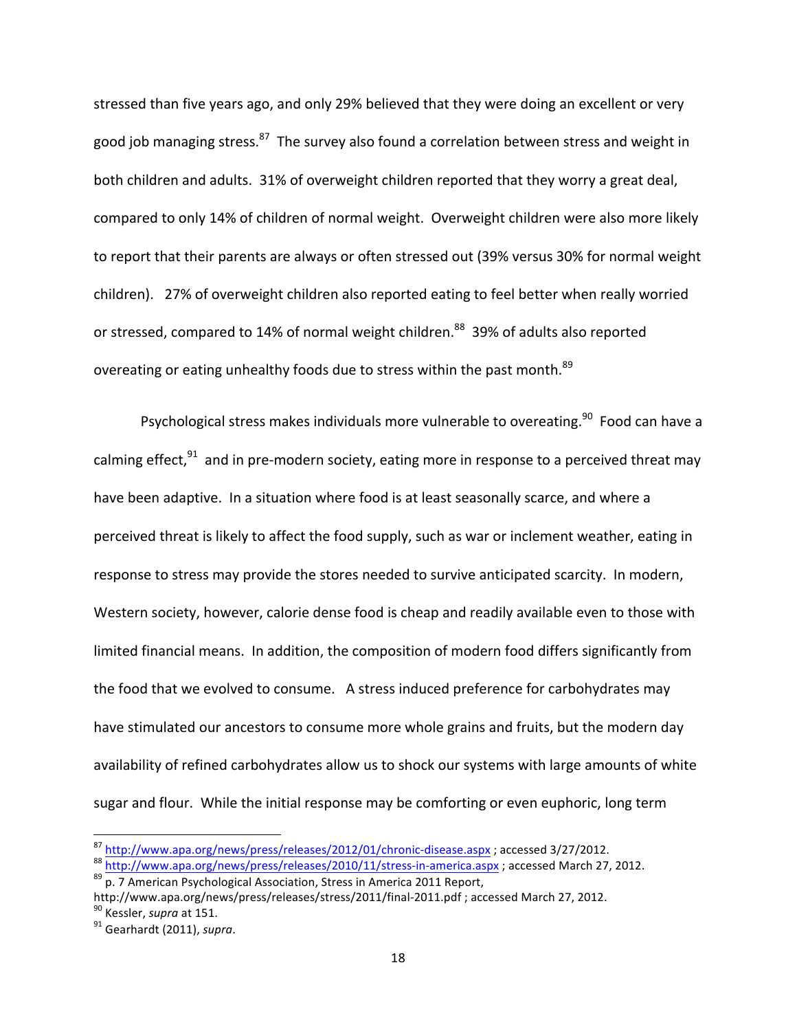stressed than five years ago, and only 29% believed that they were doing an excellent or very good job managing stress.[87] The survey also found a correlation between stress and weight in both children and adults. 31% of overweight children reported that they worry a great deal, compared to only 14% of children of normal weight. Overweight children were also more likely to report that their parents are always or often stressed out (39% versus 30% for normal weight children). 27% of overweight children also reported eating to feel better when really worried or stressed, compared to 14% of normal weight children.[88] 39% of adults also reported overeating or eating unhealthy foods due to stress within the past month.[89]

Psychological stress makes individuals more vulnerable to overeating.[90] Food can have a calming effect,[91] and in pre-modern society, eating more in response to a perceived threat may have been adaptive. In a situation where food is at least seasonally scarce, and where a perceived threat is likely to affect the food supply, such as war or inclement weather, eating in response to stress may provide the stores needed to survive anticipated scarcity. In modern, Western society, however, calorie dense food is cheap and readily available even to those with limited financial means. In addition, the composition of modern food differs significantly from the food that we evolved to consume. A stress induced preference for carbohydrates may have stimulated our ancestors to consume more whole grains and fruits, but the modern day availability of refined carbohydrates allow us to shock our systems with large amounts of white sugar and flour. While the initial response may be comforting or even euphoric, long term

---

[87] http://www.apa.org/news/press/releases/2012/01/chronic-disease.aspx ; accessed 3/27/2012.

[88] http://www.apa.org/news/press/releases/2010/11/stress-in-america.aspx ; accessed March 27, 2012.

[89] p. 7 American Psychological Association, Stress in America 2011 Report, http://www.apa.org/news/press/releases/stress/2011/final-2011.pdf ; accessed March 27, 2012.

[90] Kessler, *supra* at 151.

[91] Gearhardt (2011), *supra*.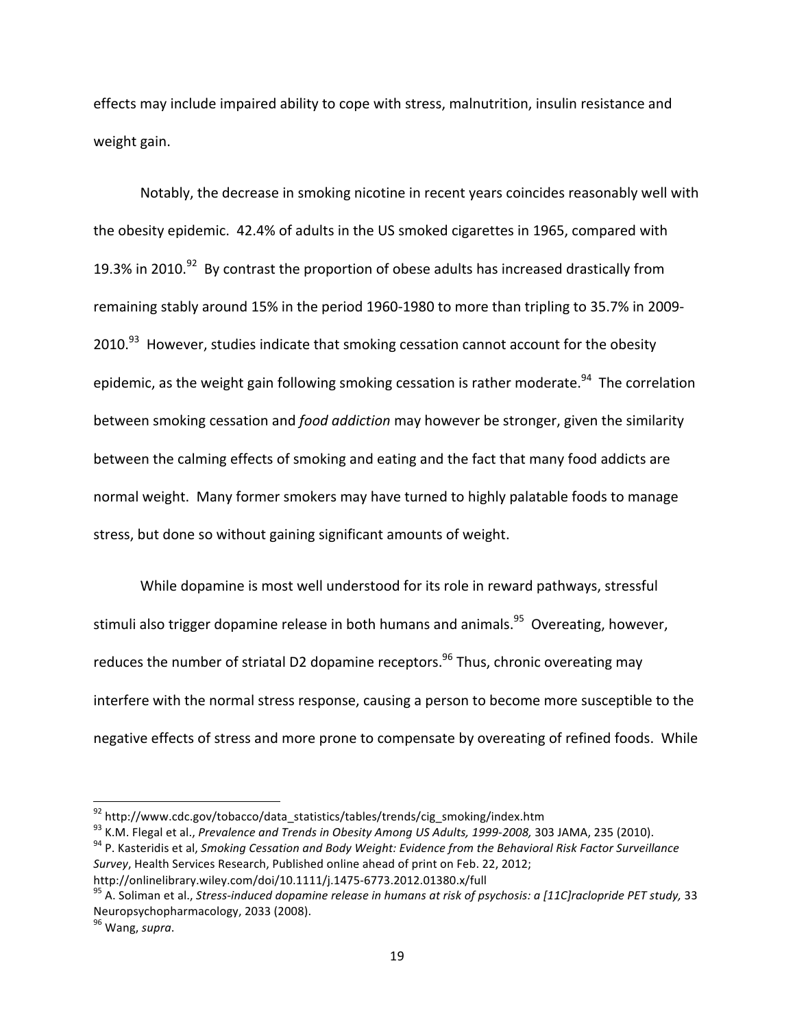effects may include impaired ability to cope with stress, malnutrition, insulin resistance and weight gain.

Notably, the decrease in smoking nicotine in recent years coincides reasonably well with the obesity epidemic. 42.4% of adults in the US smoked cigarettes in 1965, compared with 19.3% in 2010.[92] By contrast the proportion of obese adults has increased drastically from remaining stably around 15% in the period 1960-1980 to more than tripling to 35.7% in 2009-2010.[93] However, studies indicate that smoking cessation cannot account for the obesity epidemic, as the weight gain following smoking cessation is rather moderate.[94] The correlation between smoking cessation and *food addiction* may however be stronger, given the similarity between the calming effects of smoking and eating and the fact that many food addicts are normal weight. Many former smokers may have turned to highly palatable foods to manage stress, but done so without gaining significant amounts of weight.

While dopamine is most well understood for its role in reward pathways, stressful stimuli also trigger dopamine release in both humans and animals.[95] Overeating, however, reduces the number of striatal D2 dopamine receptors.[96] Thus, chronic overeating may interfere with the normal stress response, causing a person to become more susceptible to the negative effects of stress and more prone to compensate by overeating of refined foods. While

---

[92] http://www.cdc.gov/tobacco/data_statistics/tables/trends/cig_smoking/index.htm

[93] K.M. Flegal et al., *Prevalence and Trends in Obesity Among US Adults, 1999-2008,* 303 JAMA, 235 (2010).

[94] P. Kasteridis et al, *Smoking Cessation and Body Weight: Evidence from the Behavioral Risk Factor Surveillance Survey*, Health Services Research, Published online ahead of print on Feb. 22, 2012; http://onlinelibrary.wiley.com/doi/10.1111/j.1475-6773.2012.01380.x/full

[95] A. Soliman et al., *Stress-induced dopamine release in humans at risk of psychosis: a [11C]raclopride PET study,* 33 Neuropsychopharmacology, 2033 (2008).

[96] Wang, *supra*.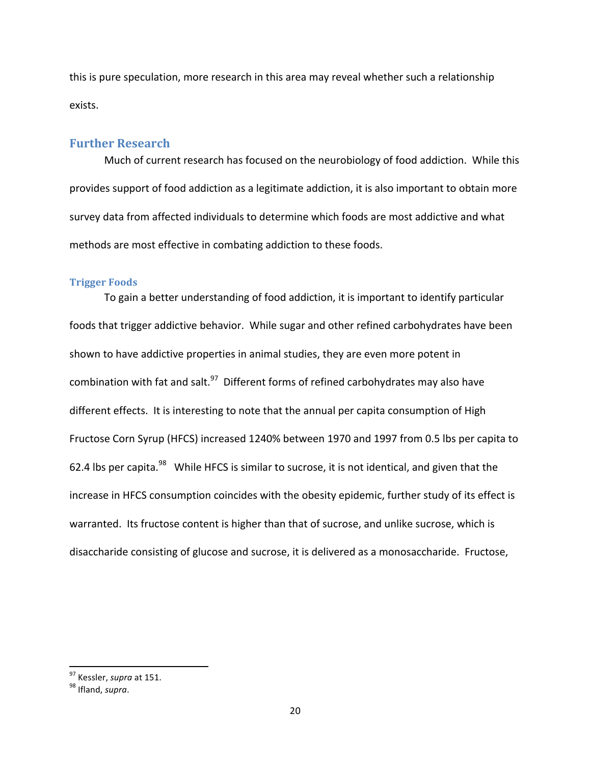this is pure speculation, more research in this area may reveal whether such a relationship exists.

## Further Research

Much of current research has focused on the neurobiology of food addiction. While this provides support of food addiction as a legitimate addiction, it is also important to obtain more survey data from affected individuals to determine which foods are most addictive and what methods are most effective in combating addiction to these foods.

### Trigger Foods

To gain a better understanding of food addiction, it is important to identify particular foods that trigger addictive behavior. While sugar and other refined carbohydrates have been shown to have addictive properties in animal studies, they are even more potent in combination with fat and salt.[97] Different forms of refined carbohydrates may also have different effects. It is interesting to note that the annual per capita consumption of High Fructose Corn Syrup (HFCS) increased 1240% between 1970 and 1997 from 0.5 lbs per capita to 62.4 lbs per capita.[98] While HFCS is similar to sucrose, it is not identical, and given that the increase in HFCS consumption coincides with the obesity epidemic, further study of its effect is warranted. Its fructose content is higher than that of sucrose, and unlike sucrose, which is disaccharide consisting of glucose and sucrose, it is delivered as a monosaccharide. Fructose,

---

[97] Kessler, *supra* at 151.

[98] Ifland, *supra*.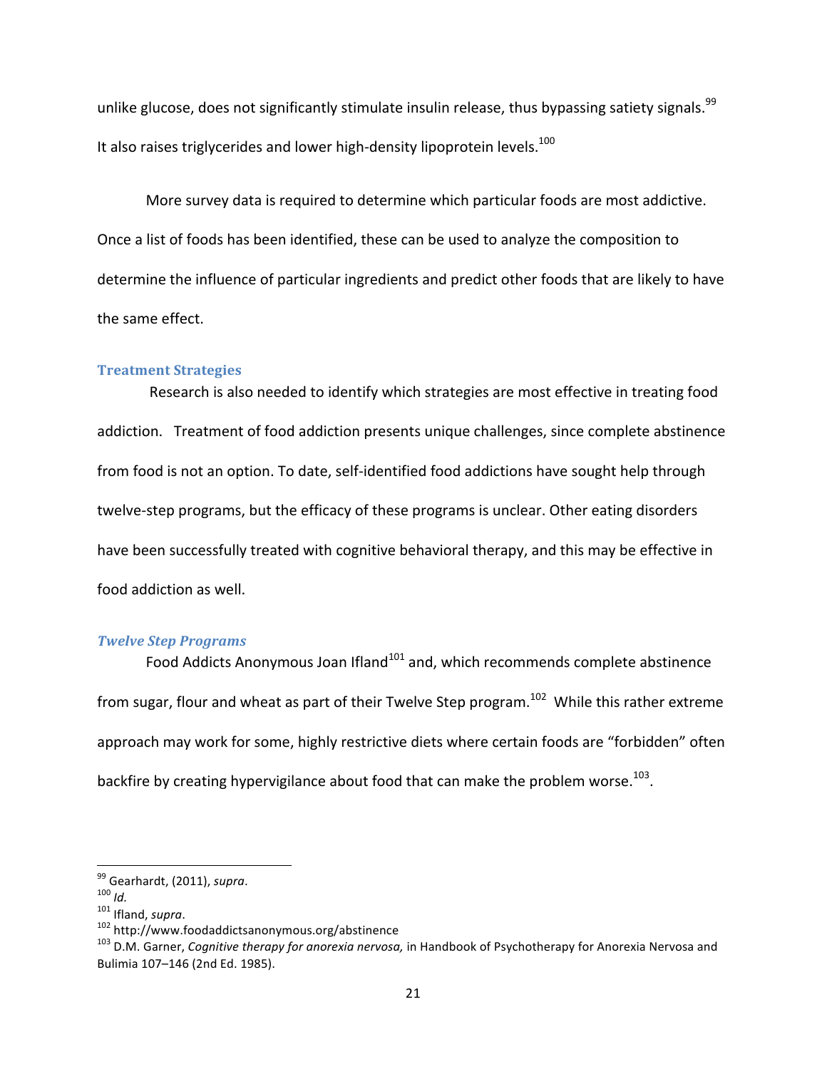unlike glucose, does not significantly stimulate insulin release, thus bypassing satiety signals.[99] It also raises triglycerides and lower high-density lipoprotein levels.[100]

More survey data is required to determine which particular foods are most addictive. Once a list of foods has been identified, these can be used to analyze the composition to determine the influence of particular ingredients and predict other foods that are likely to have the same effect.

## Treatment Strategies

Research is also needed to identify which strategies are most effective in treating food addiction. Treatment of food addiction presents unique challenges, since complete abstinence from food is not an option. To date, self-identified food addictions have sought help through twelve-step programs, but the efficacy of these programs is unclear. Other eating disorders have been successfully treated with cognitive behavioral therapy, and this may be effective in food addiction as well.

### *Twelve Step Programs*

Food Addicts Anonymous Joan Ifland[101] and, which recommends complete abstinence from sugar, flour and wheat as part of their Twelve Step program.[102] While this rather extreme approach may work for some, highly restrictive diets where certain foods are "forbidden" often backfire by creating hypervigilance about food that can make the problem worse.[103].

---

[99] Gearhardt, (2011), *supra*.

[100] *Id.*

[101] Ifland, *supra*.

[102] http://www.foodaddictsanonymous.org/abstinence

[103] D.M. Garner, *Cognitive therapy for anorexia nervosa,* in Handbook of Psychotherapy for Anorexia Nervosa and Bulimia 107–146 (2nd Ed. 1985).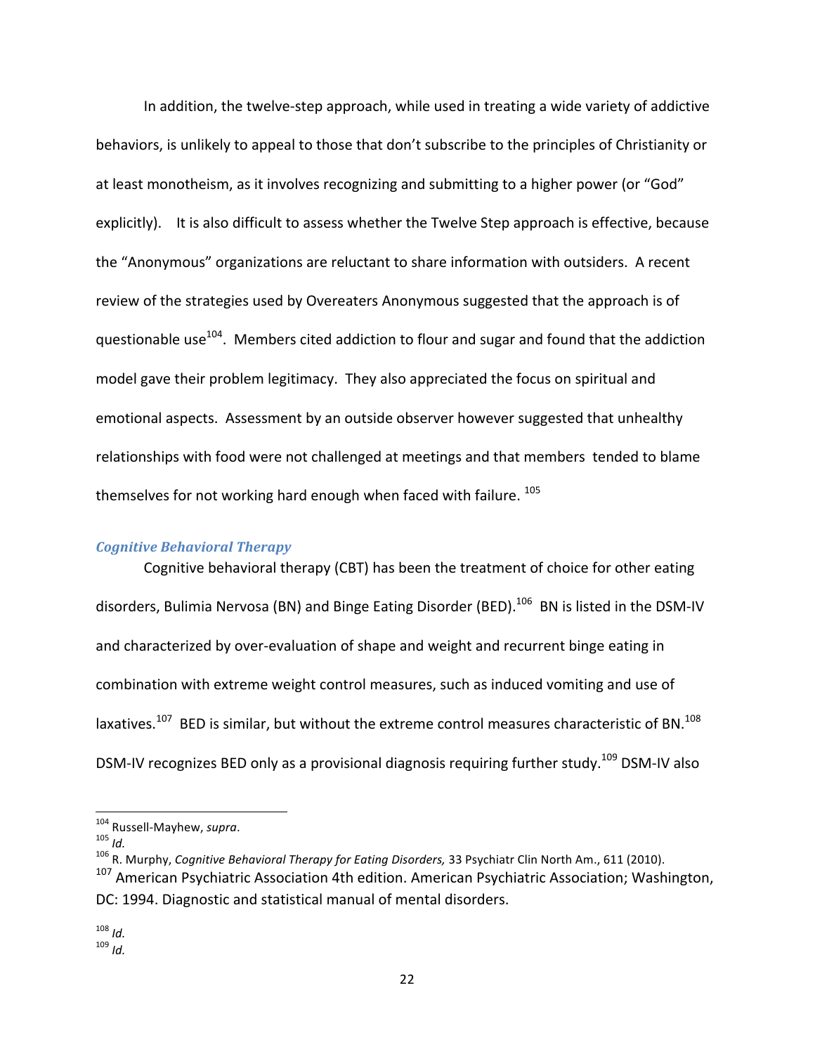In addition, the twelve-step approach, while used in treating a wide variety of addictive behaviors, is unlikely to appeal to those that don't subscribe to the principles of Christianity or at least monotheism, as it involves recognizing and submitting to a higher power (or "God" explicitly). It is also difficult to assess whether the Twelve Step approach is effective, because the "Anonymous" organizations are reluctant to share information with outsiders. A recent review of the strategies used by Overeaters Anonymous suggested that the approach is of questionable use[104]. Members cited addiction to flour and sugar and found that the addiction model gave their problem legitimacy. They also appreciated the focus on spiritual and emotional aspects. Assessment by an outside observer however suggested that unhealthy relationships with food were not challenged at meetings and that members tended to blame themselves for not working hard enough when faced with failure. [105]

### *Cognitive Behavioral Therapy*

Cognitive behavioral therapy (CBT) has been the treatment of choice for other eating disorders, Bulimia Nervosa (BN) and Binge Eating Disorder (BED).[106] BN is listed in the DSM-IV and characterized by over-evaluation of shape and weight and recurrent binge eating in combination with extreme weight control measures, such as induced vomiting and use of laxatives.[107] BED is similar, but without the extreme control measures characteristic of BN.[108] DSM-IV recognizes BED only as a provisional diagnosis requiring further study.[109] DSM-IV also

---

[104] Russell-Mayhew, *supra*.

[105] *Id.*

[106] R. Murphy, *Cognitive Behavioral Therapy for Eating Disorders,* 33 Psychiatr Clin North Am., 611 (2010).

[107] American Psychiatric Association 4th edition. American Psychiatric Association; Washington, DC: 1994. Diagnostic and statistical manual of mental disorders.

[108] *Id.*

[109] *Id.*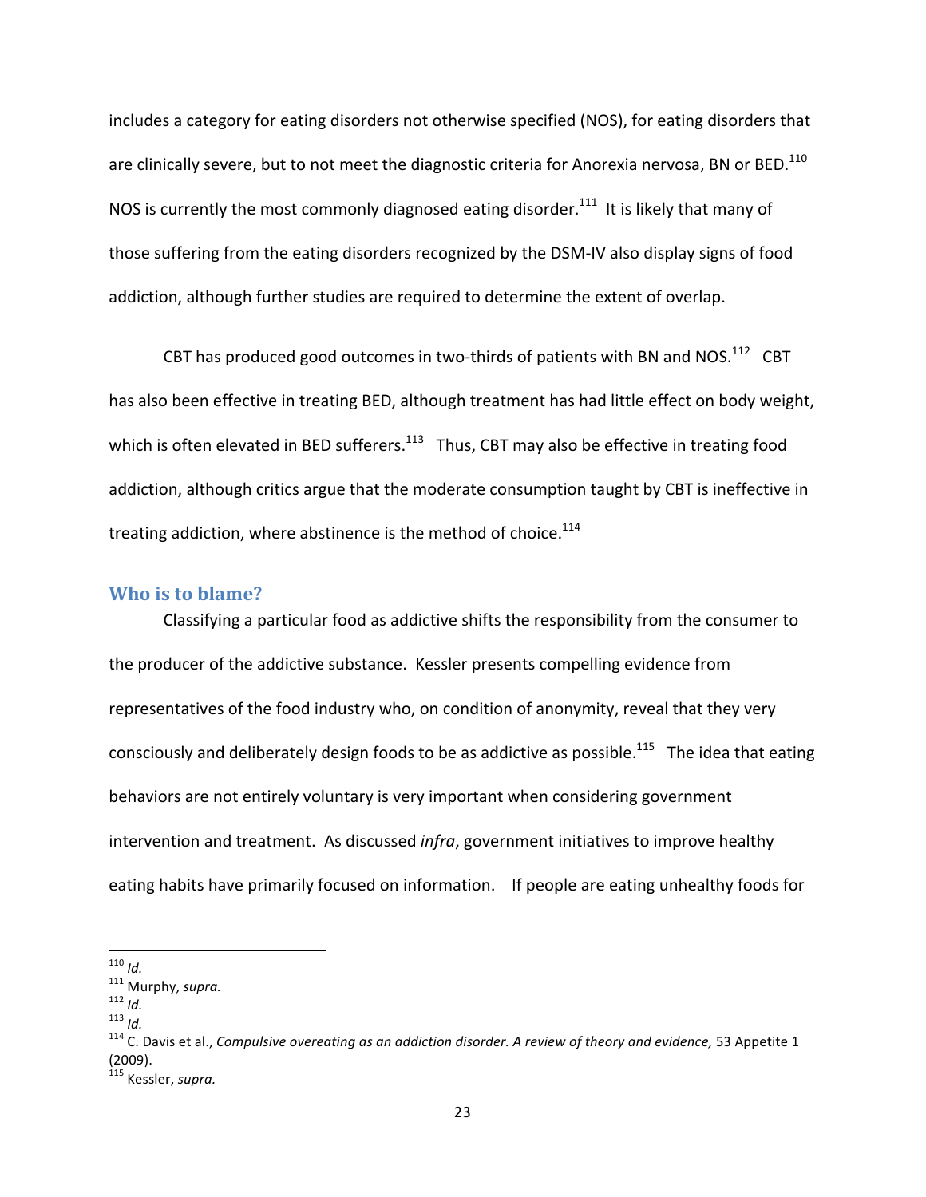includes a category for eating disorders not otherwise specified (NOS), for eating disorders that are clinically severe, but to not meet the diagnostic criteria for Anorexia nervosa, BN or BED.[110] NOS is currently the most commonly diagnosed eating disorder.[111] It is likely that many of those suffering from the eating disorders recognized by the DSM-IV also display signs of food addiction, although further studies are required to determine the extent of overlap.

CBT has produced good outcomes in two-thirds of patients with BN and NOS.[112] CBT has also been effective in treating BED, although treatment has had little effect on body weight, which is often elevated in BED sufferers.[113] Thus, CBT may also be effective in treating food addiction, although critics argue that the moderate consumption taught by CBT is ineffective in treating addiction, where abstinence is the method of choice.[114]

## Who is to blame?

Classifying a particular food as addictive shifts the responsibility from the consumer to the producer of the addictive substance. Kessler presents compelling evidence from representatives of the food industry who, on condition of anonymity, reveal that they very consciously and deliberately design foods to be as addictive as possible.[115] The idea that eating behaviors are not entirely voluntary is very important when considering government intervention and treatment. As discussed *infra*, government initiatives to improve healthy eating habits have primarily focused on information. If people are eating unhealthy foods for

---

[110] *Id.*

[111] Murphy, *supra.*

[112] *Id.*

[113] *Id.*

[114] C. Davis et al., *Compulsive overeating as an addiction disorder. A review of theory and evidence,* 53 Appetite 1 (2009).

[115] Kessler, *supra.*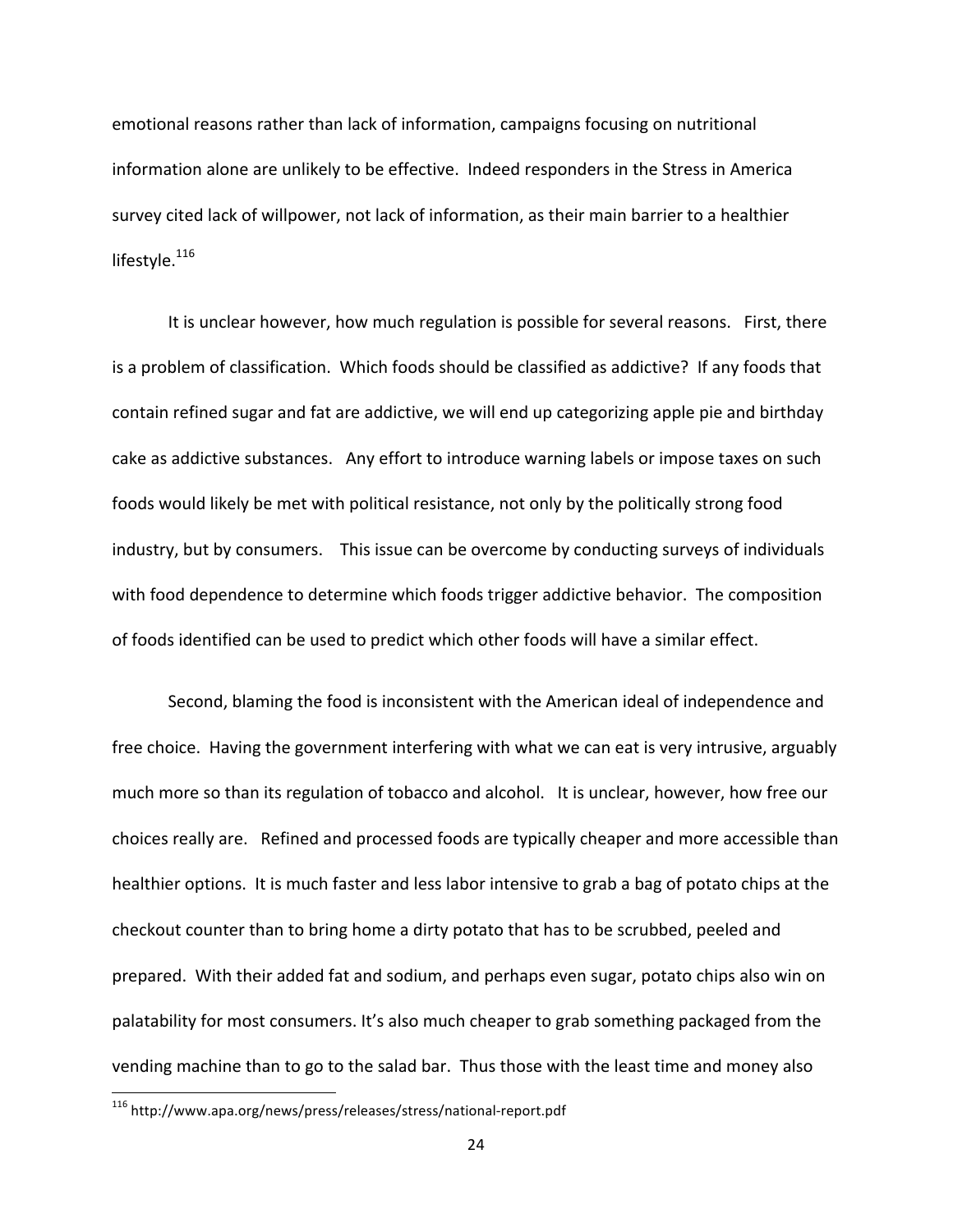emotional reasons rather than lack of information, campaigns focusing on nutritional information alone are unlikely to be effective. Indeed responders in the Stress in America survey cited lack of willpower, not lack of information, as their main barrier to a healthier lifestyle.[116]

It is unclear however, how much regulation is possible for several reasons. First, there is a problem of classification. Which foods should be classified as addictive? If any foods that contain refined sugar and fat are addictive, we will end up categorizing apple pie and birthday cake as addictive substances. Any effort to introduce warning labels or impose taxes on such foods would likely be met with political resistance, not only by the politically strong food industry, but by consumers. This issue can be overcome by conducting surveys of individuals with food dependence to determine which foods trigger addictive behavior. The composition of foods identified can be used to predict which other foods will have a similar effect.

Second, blaming the food is inconsistent with the American ideal of independence and free choice. Having the government interfering with what we can eat is very intrusive, arguably much more so than its regulation of tobacco and alcohol. It is unclear, however, how free our choices really are. Refined and processed foods are typically cheaper and more accessible than healthier options. It is much faster and less labor intensive to grab a bag of potato chips at the checkout counter than to bring home a dirty potato that has to be scrubbed, peeled and prepared. With their added fat and sodium, and perhaps even sugar, potato chips also win on palatability for most consumers. It's also much cheaper to grab something packaged from the vending machine than to go to the salad bar. Thus those with the least time and money also

[116] http://www.apa.org/news/press/releases/stress/national-report.pdf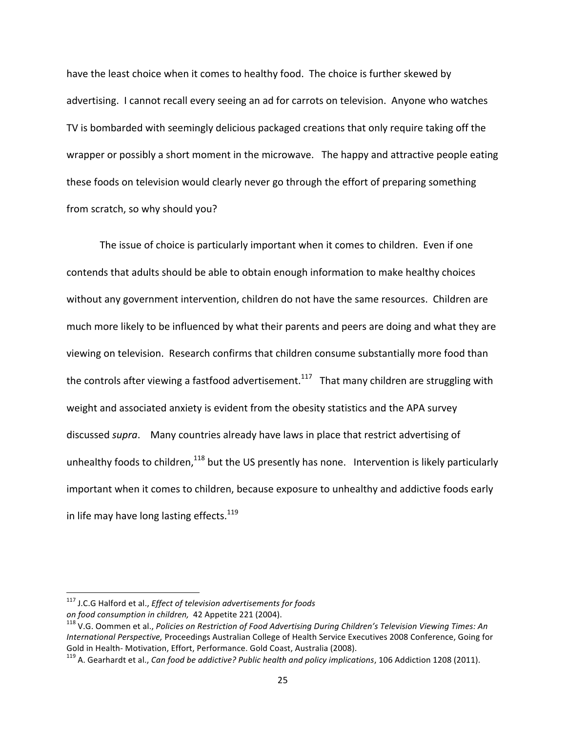have the least choice when it comes to healthy food. The choice is further skewed by advertising. I cannot recall every seeing an ad for carrots on television. Anyone who watches TV is bombarded with seemingly delicious packaged creations that only require taking off the wrapper or possibly a short moment in the microwave. The happy and attractive people eating these foods on television would clearly never go through the effort of preparing something from scratch, so why should you?

The issue of choice is particularly important when it comes to children. Even if one contends that adults should be able to obtain enough information to make healthy choices without any government intervention, children do not have the same resources. Children are much more likely to be influenced by what their parents and peers are doing and what they are viewing on television. Research confirms that children consume substantially more food than the controls after viewing a fastfood advertisement.[117] That many children are struggling with weight and associated anxiety is evident from the obesity statistics and the APA survey discussed *supra*. Many countries already have laws in place that restrict advertising of unhealthy foods to children,[118] but the US presently has none. Intervention is likely particularly important when it comes to children, because exposure to unhealthy and addictive foods early in life may have long lasting effects.[119]

---

[117] J.C.G Halford et al., *Effect of television advertisements for foods on food consumption in children,* 42 Appetite 221 (2004).

[118] V.G. Oommen et al., *Policies on Restriction of Food Advertising During Children's Television Viewing Times: An International Perspective,* Proceedings Australian College of Health Service Executives 2008 Conference, Going for Gold in Health- Motivation, Effort, Performance. Gold Coast, Australia (2008).

[119] A. Gearhardt et al., *Can food be addictive? Public health and policy implications*, 106 Addiction 1208 (2011).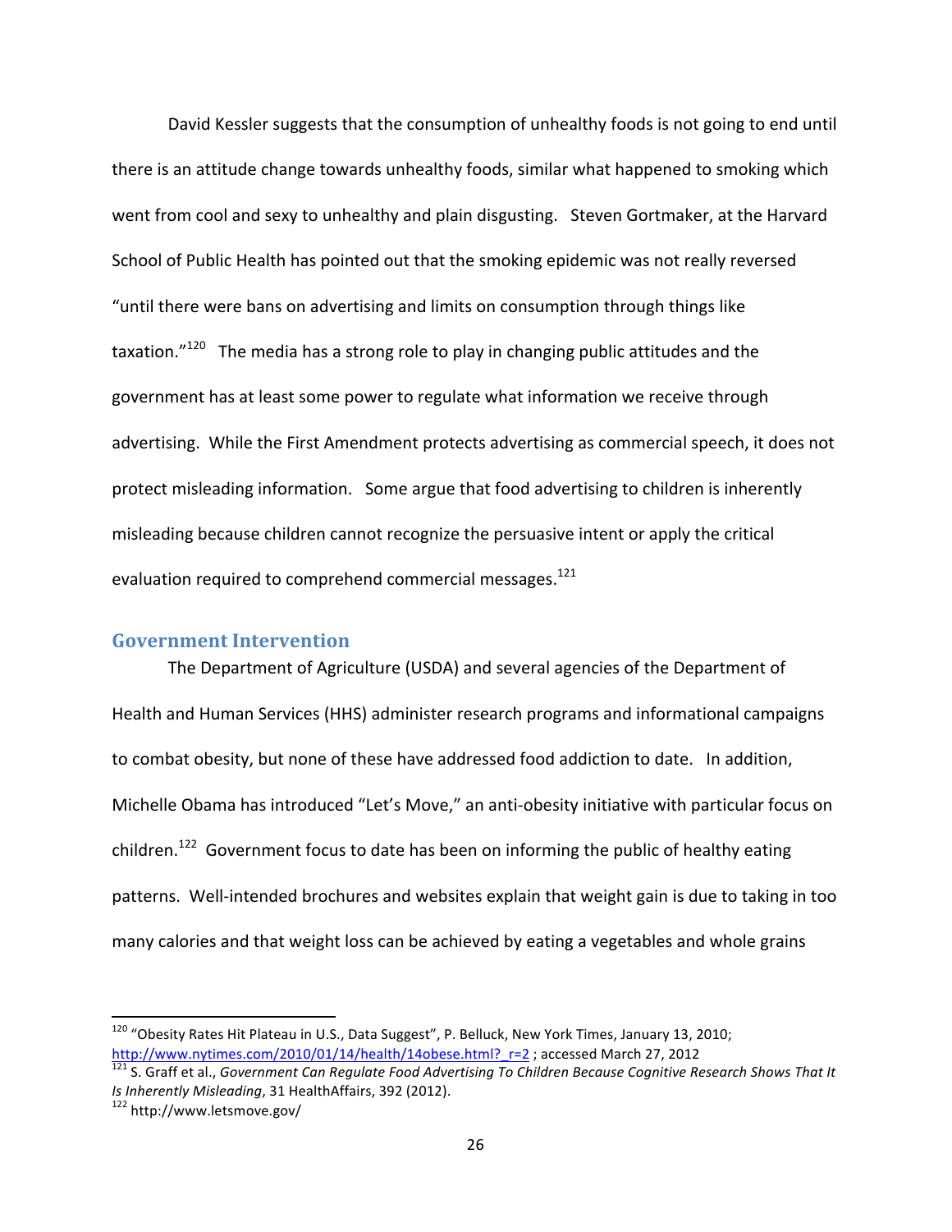David Kessler suggests that the consumption of unhealthy foods is not going to end until there is an attitude change towards unhealthy foods, similar what happened to smoking which went from cool and sexy to unhealthy and plain disgusting. Steven Gortmaker, at the Harvard School of Public Health has pointed out that the smoking epidemic was not really reversed "until there were bans on advertising and limits on consumption through things like taxation."[120] The media has a strong role to play in changing public attitudes and the government has at least some power to regulate what information we receive through advertising. While the First Amendment protects advertising as commercial speech, it does not protect misleading information. Some argue that food advertising to children is inherently misleading because children cannot recognize the persuasive intent or apply the critical evaluation required to comprehend commercial messages.[121]

## Government Intervention

The Department of Agriculture (USDA) and several agencies of the Department of Health and Human Services (HHS) administer research programs and informational campaigns to combat obesity, but none of these have addressed food addiction to date. In addition, Michelle Obama has introduced "Let's Move," an anti-obesity initiative with particular focus on children.[122] Government focus to date has been on informing the public of healthy eating patterns. Well-intended brochures and websites explain that weight gain is due to taking in too many calories and that weight loss can be achieved by eating a vegetables and whole grains

---

[120] "Obesity Rates Hit Plateau in U.S., Data Suggest", P. Belluck, New York Times, January 13, 2010; http://www.nytimes.com/2010/01/14/health/14obese.html?_r=2 ; accessed March 27, 2012

[121] S. Graff et al., *Government Can Regulate Food Advertising To Children Because Cognitive Research Shows That It Is Inherently Misleading*, 31 HealthAffairs, 392 (2012).

[122] http://www.letsmove.gov/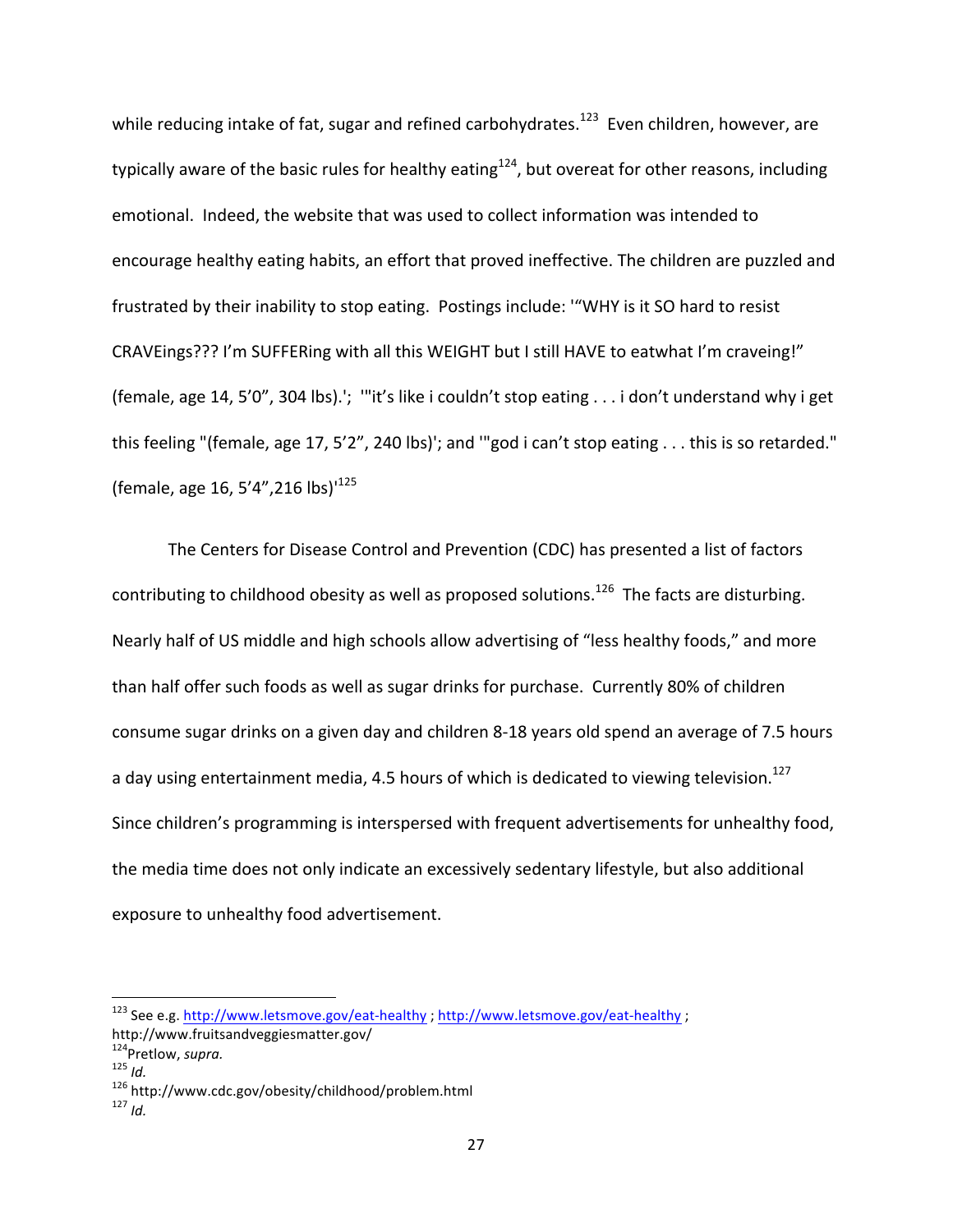while reducing intake of fat, sugar and refined carbohydrates.[123] Even children, however, are typically aware of the basic rules for healthy eating[124], but overeat for other reasons, including emotional. Indeed, the website that was used to collect information was intended to encourage healthy eating habits, an effort that proved ineffective. The children are puzzled and frustrated by their inability to stop eating. Postings include: '"WHY is it SO hard to resist CRAVEings??? I'm SUFFERing with all this WEIGHT but I still HAVE to eatwhat I'm craveing!" (female, age 14, 5'0", 304 lbs).'; '"it's like i couldn't stop eating . . . i don't understand why i get this feeling "(female, age 17, 5'2", 240 lbs)'; and '"god i can't stop eating . . . this is so retarded." (female, age 16, 5'4",216 lbs)'[125]

The Centers for Disease Control and Prevention (CDC) has presented a list of factors contributing to childhood obesity as well as proposed solutions.[126] The facts are disturbing. Nearly half of US middle and high schools allow advertising of "less healthy foods," and more than half offer such foods as well as sugar drinks for purchase. Currently 80% of children consume sugar drinks on a given day and children 8-18 years old spend an average of 7.5 hours a day using entertainment media, 4.5 hours of which is dedicated to viewing television.[127] Since children's programming is interspersed with frequent advertisements for unhealthy food, the media time does not only indicate an excessively sedentary lifestyle, but also additional exposure to unhealthy food advertisement.

---

[123] See e.g. http://www.letsmove.gov/eat-healthy ; http://www.letsmove.gov/eat-healthy ; http://www.fruitsandveggiesmatter.gov/

[124] Pretlow, *supra.*

[125] *Id.*

[126] http://www.cdc.gov/obesity/childhood/problem.html

[127] *Id.*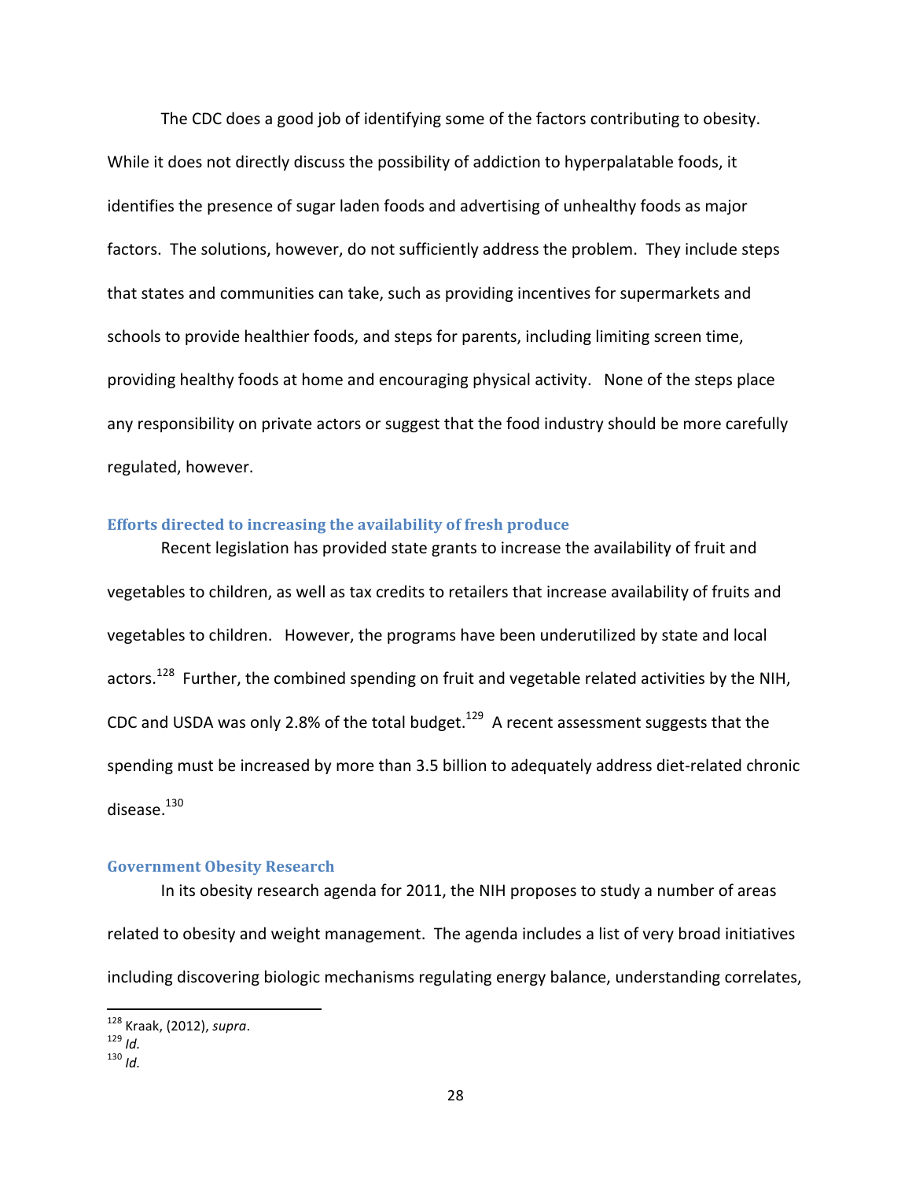The CDC does a good job of identifying some of the factors contributing to obesity. While it does not directly discuss the possibility of addiction to hyperpalatable foods, it identifies the presence of sugar laden foods and advertising of unhealthy foods as major factors. The solutions, however, do not sufficiently address the problem. They include steps that states and communities can take, such as providing incentives for supermarkets and schools to provide healthier foods, and steps for parents, including limiting screen time, providing healthy foods at home and encouraging physical activity. None of the steps place any responsibility on private actors or suggest that the food industry should be more carefully regulated, however.

### Efforts directed to increasing the availability of fresh produce

Recent legislation has provided state grants to increase the availability of fruit and vegetables to children, as well as tax credits to retailers that increase availability of fruits and vegetables to children. However, the programs have been underutilized by state and local actors.[128] Further, the combined spending on fruit and vegetable related activities by the NIH, CDC and USDA was only 2.8% of the total budget.[129] A recent assessment suggests that the spending must be increased by more than 3.5 billion to adequately address diet-related chronic disease.[130]

### Government Obesity Research

In its obesity research agenda for 2011, the NIH proposes to study a number of areas related to obesity and weight management. The agenda includes a list of very broad initiatives including discovering biologic mechanisms regulating energy balance, understanding correlates,

---

[128] Kraak, (2012), *supra*.
[129] *Id.*
[130] *Id.*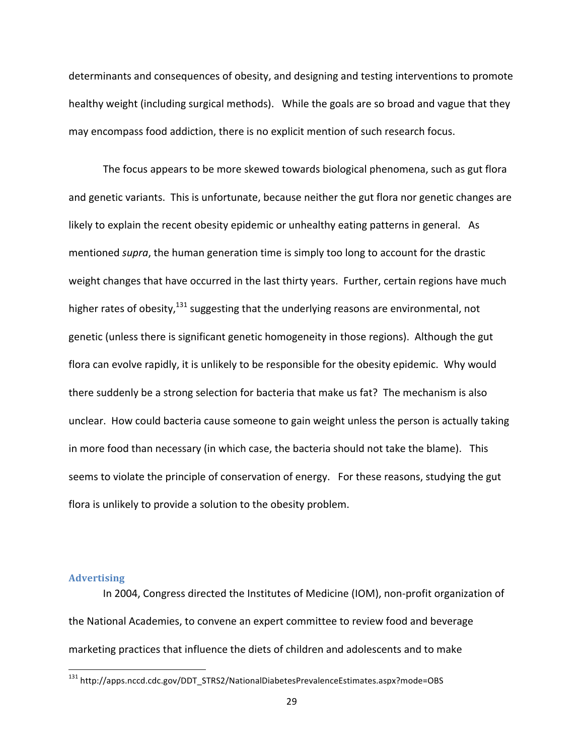determinants and consequences of obesity, and designing and testing interventions to promote healthy weight (including surgical methods). While the goals are so broad and vague that they may encompass food addiction, there is no explicit mention of such research focus.

The focus appears to be more skewed towards biological phenomena, such as gut flora and genetic variants. This is unfortunate, because neither the gut flora nor genetic changes are likely to explain the recent obesity epidemic or unhealthy eating patterns in general. As mentioned *supra*, the human generation time is simply too long to account for the drastic weight changes that have occurred in the last thirty years. Further, certain regions have much higher rates of obesity,[131] suggesting that the underlying reasons are environmental, not genetic (unless there is significant genetic homogeneity in those regions). Although the gut flora can evolve rapidly, it is unlikely to be responsible for the obesity epidemic. Why would there suddenly be a strong selection for bacteria that make us fat? The mechanism is also unclear. How could bacteria cause someone to gain weight unless the person is actually taking in more food than necessary (in which case, the bacteria should not take the blame). This seems to violate the principle of conservation of energy. For these reasons, studying the gut flora is unlikely to provide a solution to the obesity problem.

### Advertising

In 2004, Congress directed the Institutes of Medicine (IOM), non-profit organization of the National Academies, to convene an expert committee to review food and beverage marketing practices that influence the diets of children and adolescents and to make

[131] http://apps.nccd.cdc.gov/DDT_STRS2/NationalDiabetesPrevalenceEstimates.aspx?mode=OBS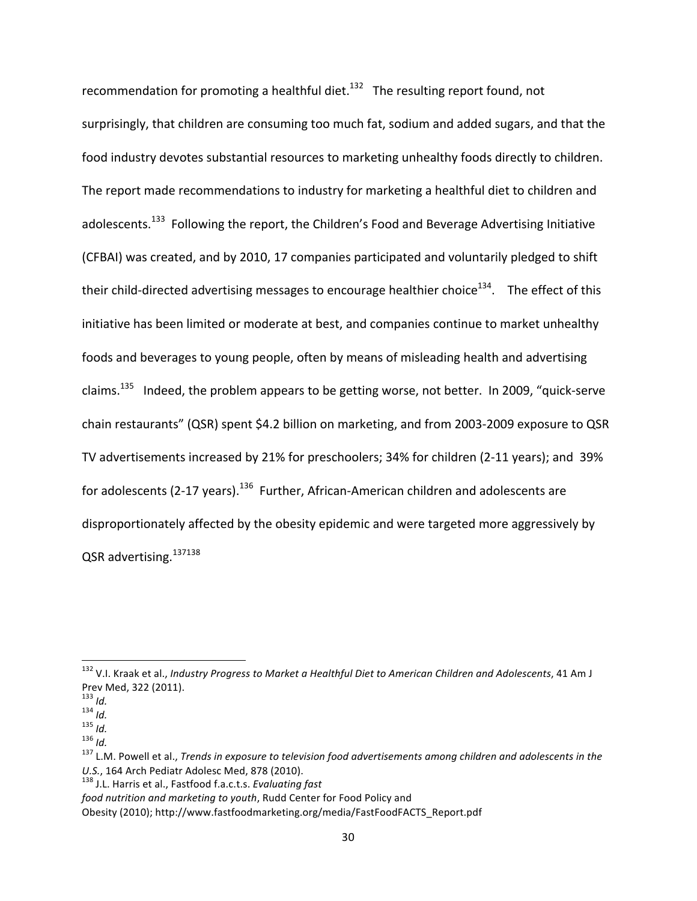recommendation for promoting a healthful diet.[132] The resulting report found, not surprisingly, that children are consuming too much fat, sodium and added sugars, and that the food industry devotes substantial resources to marketing unhealthy foods directly to children. The report made recommendations to industry for marketing a healthful diet to children and adolescents.[133] Following the report, the Children's Food and Beverage Advertising Initiative (CFBAI) was created, and by 2010, 17 companies participated and voluntarily pledged to shift their child-directed advertising messages to encourage healthier choice[134]. The effect of this initiative has been limited or moderate at best, and companies continue to market unhealthy foods and beverages to young people, often by means of misleading health and advertising claims.[135] Indeed, the problem appears to be getting worse, not better. In 2009, "quick-serve chain restaurants" (QSR) spent $4.2 billion on marketing, and from 2003-2009 exposure to QSR TV advertisements increased by 21% for preschoolers; 34% for children (2-11 years); and 39% for adolescents (2-17 years).[136] Further, African-American children and adolescents are disproportionately affected by the obesity epidemic and were targeted more aggressively by QSR advertising.[137][138]

---

[132] V.I. Kraak et al., *Industry Progress to Market a Healthful Diet to American Children and Adolescents*, 41 Am J Prev Med, 322 (2011).

[133] *Id.*

[134] *Id.*

[135] *Id.*

[136] *Id.*

[137] L.M. Powell et al., *Trends in exposure to television food advertisements among children and adolescents in the U.S.*, 164 Arch Pediatr Adolesc Med, 878 (2010).

[138] J.L. Harris et al., Fastfood f.a.c.t.s. *Evaluating fast food nutrition and marketing to youth*, Rudd Center for Food Policy and Obesity (2010); http://www.fastfoodmarketing.org/media/FastFoodFACTS_Report.pdf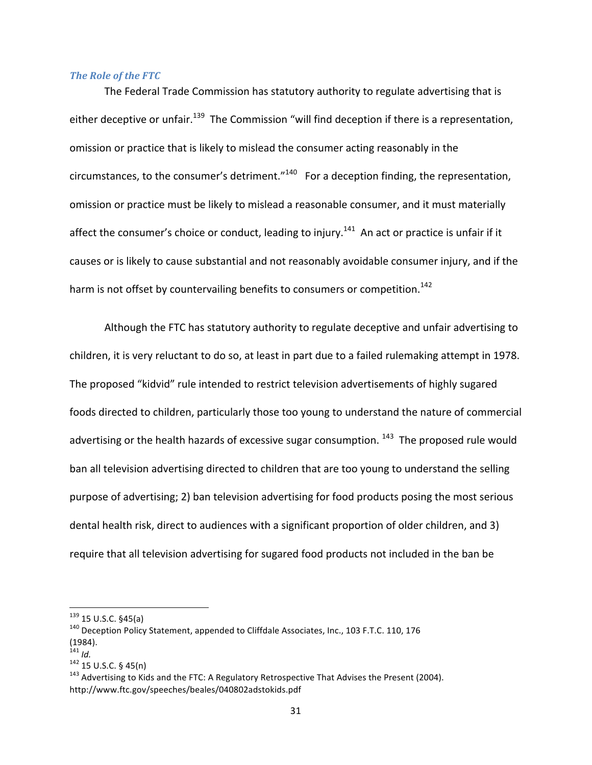### *The Role of the FTC*

The Federal Trade Commission has statutory authority to regulate advertising that is either deceptive or unfair.[139] The Commission "will find deception if there is a representation, omission or practice that is likely to mislead the consumer acting reasonably in the circumstances, to the consumer's detriment."[140] For a deception finding, the representation, omission or practice must be likely to mislead a reasonable consumer, and it must materially affect the consumer's choice or conduct, leading to injury.[141] An act or practice is unfair if it causes or is likely to cause substantial and not reasonably avoidable consumer injury, and if the harm is not offset by countervailing benefits to consumers or competition.[142]

Although the FTC has statutory authority to regulate deceptive and unfair advertising to children, it is very reluctant to do so, at least in part due to a failed rulemaking attempt in 1978. The proposed "kidvid" rule intended to restrict television advertisements of highly sugared foods directed to children, particularly those too young to understand the nature of commercial advertising or the health hazards of excessive sugar consumption.[143] The proposed rule would ban all television advertising directed to children that are too young to understand the selling purpose of advertising; 2) ban television advertising for food products posing the most serious dental health risk, direct to audiences with a significant proportion of older children, and 3) require that all television advertising for sugared food products not included in the ban be

---

[139] 15 U.S.C. §45(a)

[140] Deception Policy Statement, appended to Cliffdale Associates, Inc., 103 F.T.C. 110, 176 (1984).

[141] *Id.*

[142] 15 U.S.C. § 45(n)

[143] Advertising to Kids and the FTC: A Regulatory Retrospective That Advises the Present (2004). http://www.ftc.gov/speeches/beales/040802adstokids.pdf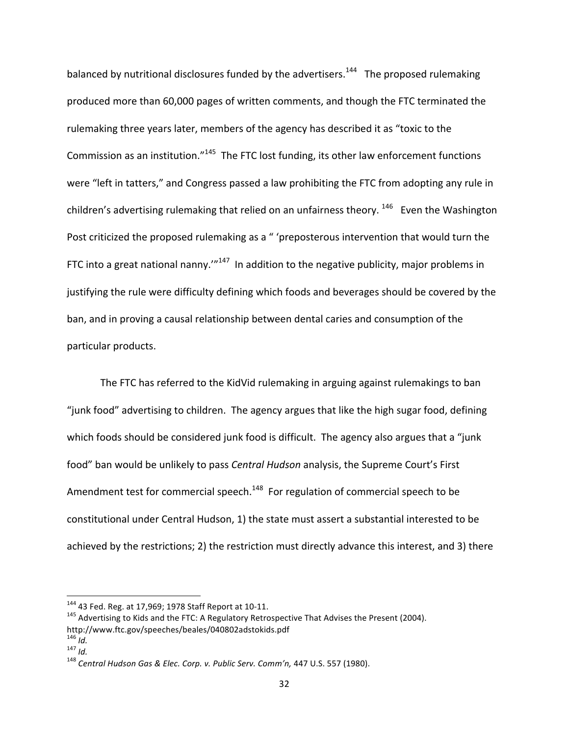balanced by nutritional disclosures funded by the advertisers.[144] The proposed rulemaking produced more than 60,000 pages of written comments, and though the FTC terminated the rulemaking three years later, members of the agency has described it as "toxic to the Commission as an institution."[145] The FTC lost funding, its other law enforcement functions were "left in tatters," and Congress passed a law prohibiting the FTC from adopting any rule in children's advertising rulemaking that relied on an unfairness theory.[146] Even the Washington Post criticized the proposed rulemaking as a " 'preposterous intervention that would turn the FTC into a great national nanny.' "[147] In addition to the negative publicity, major problems in justifying the rule were difficulty defining which foods and beverages should be covered by the ban, and in proving a causal relationship between dental caries and consumption of the particular products.

The FTC has referred to the KidVid rulemaking in arguing against rulemakings to ban "junk food" advertising to children. The agency argues that like the high sugar food, defining which foods should be considered junk food is difficult. The agency also argues that a "junk food" ban would be unlikely to pass *Central Hudson* analysis, the Supreme Court's First Amendment test for commercial speech.[148] For regulation of commercial speech to be constitutional under Central Hudson, 1) the state must assert a substantial interested to be achieved by the restrictions; 2) the restriction must directly advance this interest, and 3) there

---

[144] 43 Fed. Reg. at 17,969; 1978 Staff Report at 10-11.

[145] Advertising to Kids and the FTC: A Regulatory Retrospective That Advises the Present (2004). http://www.ftc.gov/speeches/beales/040802adstokids.pdf

[146] *Id.*

[147] *Id.*

[148] *Central Hudson Gas & Elec. Corp. v. Public Serv. Comm'n,* 447 U.S. 557 (1980).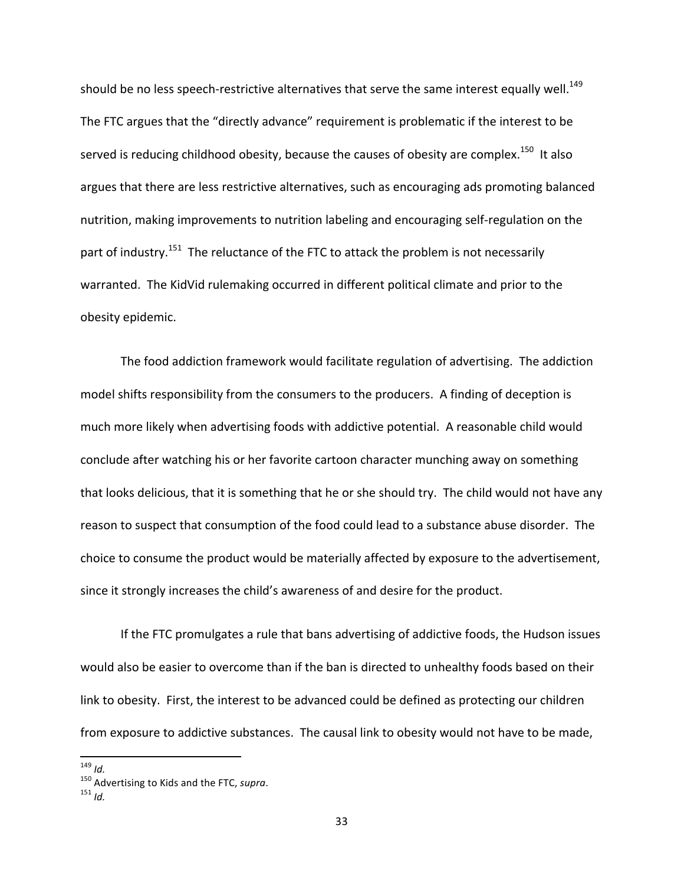should be no less speech-restrictive alternatives that serve the same interest equally well.[149] The FTC argues that the "directly advance" requirement is problematic if the interest to be served is reducing childhood obesity, because the causes of obesity are complex.[150] It also argues that there are less restrictive alternatives, such as encouraging ads promoting balanced nutrition, making improvements to nutrition labeling and encouraging self-regulation on the part of industry.[151] The reluctance of the FTC to attack the problem is not necessarily warranted. The KidVid rulemaking occurred in different political climate and prior to the obesity epidemic.

The food addiction framework would facilitate regulation of advertising. The addiction model shifts responsibility from the consumers to the producers. A finding of deception is much more likely when advertising foods with addictive potential. A reasonable child would conclude after watching his or her favorite cartoon character munching away on something that looks delicious, that it is something that he or she should try. The child would not have any reason to suspect that consumption of the food could lead to a substance abuse disorder. The choice to consume the product would be materially affected by exposure to the advertisement, since it strongly increases the child's awareness of and desire for the product.

If the FTC promulgates a rule that bans advertising of addictive foods, the Hudson issues would also be easier to overcome than if the ban is directed to unhealthy foods based on their link to obesity. First, the interest to be advanced could be defined as protecting our children from exposure to addictive substances. The causal link to obesity would not have to be made,

---

[149] *Id.*

[150] Advertising to Kids and the FTC, *supra*.

[151] *Id.*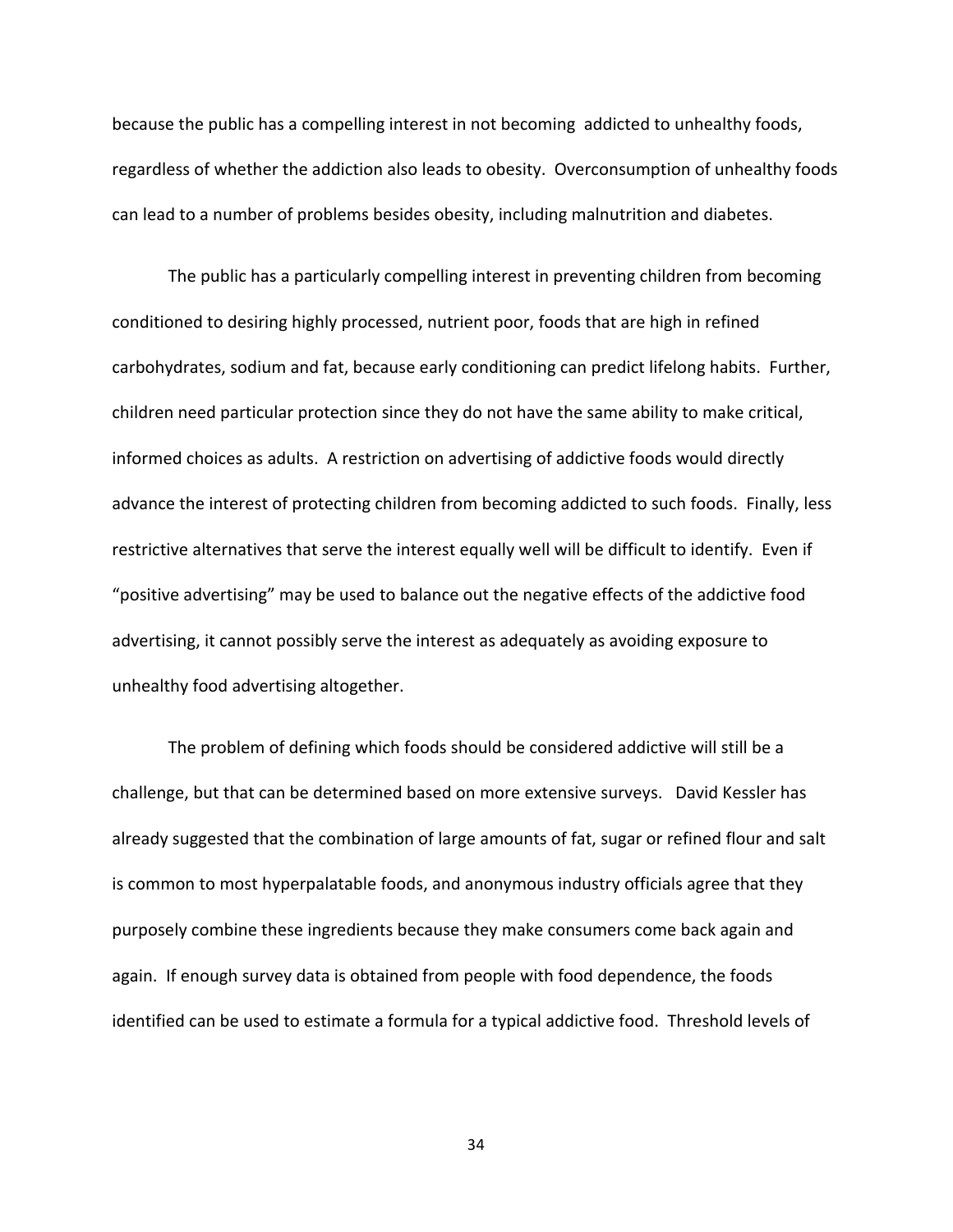because the public has a compelling interest in not becoming addicted to unhealthy foods, regardless of whether the addiction also leads to obesity. Overconsumption of unhealthy foods can lead to a number of problems besides obesity, including malnutrition and diabetes.

The public has a particularly compelling interest in preventing children from becoming conditioned to desiring highly processed, nutrient poor, foods that are high in refined carbohydrates, sodium and fat, because early conditioning can predict lifelong habits. Further, children need particular protection since they do not have the same ability to make critical, informed choices as adults. A restriction on advertising of addictive foods would directly advance the interest of protecting children from becoming addicted to such foods. Finally, less restrictive alternatives that serve the interest equally well will be difficult to identify. Even if "positive advertising" may be used to balance out the negative effects of the addictive food advertising, it cannot possibly serve the interest as adequately as avoiding exposure to unhealthy food advertising altogether.

The problem of defining which foods should be considered addictive will still be a challenge, but that can be determined based on more extensive surveys. David Kessler has already suggested that the combination of large amounts of fat, sugar or refined flour and salt is common to most hyperpalatable foods, and anonymous industry officials agree that they purposely combine these ingredients because they make consumers come back again and again. If enough survey data is obtained from people with food dependence, the foods identified can be used to estimate a formula for a typical addictive food. Threshold levels of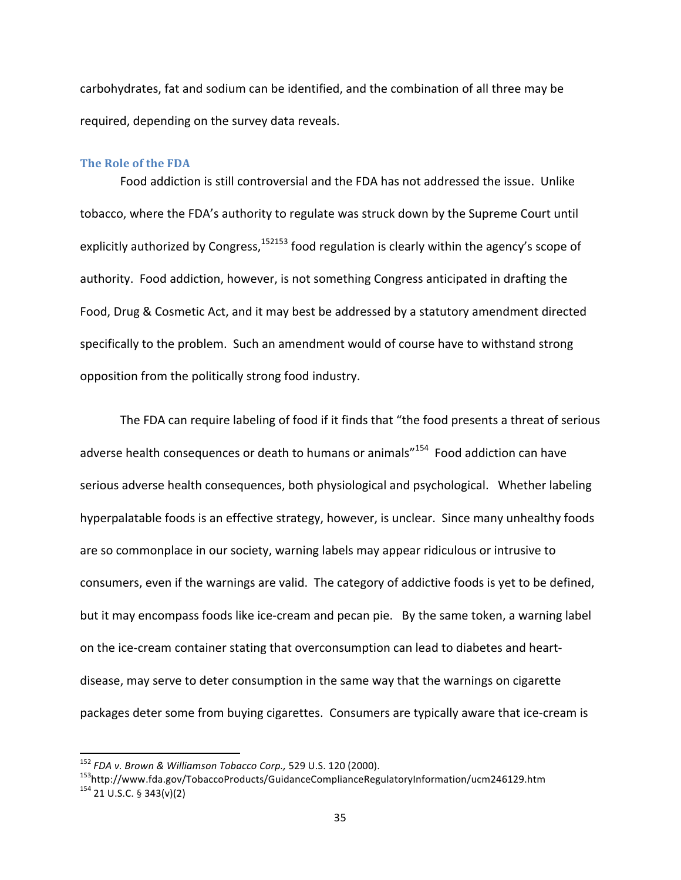carbohydrates, fat and sodium can be identified, and the combination of all three may be required, depending on the survey data reveals.

### The Role of the FDA

Food addiction is still controversial and the FDA has not addressed the issue. Unlike tobacco, where the FDA's authority to regulate was struck down by the Supreme Court until explicitly authorized by Congress,[152][153] food regulation is clearly within the agency's scope of authority. Food addiction, however, is not something Congress anticipated in drafting the Food, Drug & Cosmetic Act, and it may best be addressed by a statutory amendment directed specifically to the problem. Such an amendment would of course have to withstand strong opposition from the politically strong food industry.

The FDA can require labeling of food if it finds that "the food presents a threat of serious adverse health consequences or death to humans or animals"[154] Food addiction can have serious adverse health consequences, both physiological and psychological. Whether labeling hyperpalatable foods is an effective strategy, however, is unclear. Since many unhealthy foods are so commonplace in our society, warning labels may appear ridiculous or intrusive to consumers, even if the warnings are valid. The category of addictive foods is yet to be defined, but it may encompass foods like ice-cream and pecan pie. By the same token, a warning label on the ice-cream container stating that overconsumption can lead to diabetes and heart-disease, may serve to deter consumption in the same way that the warnings on cigarette packages deter some from buying cigarettes. Consumers are typically aware that ice-cream is

---

[152] *FDA v. Brown & Williamson Tobacco Corp.,* 529 U.S. 120 (2000).

[153] http://www.fda.gov/TobaccoProducts/GuidanceComplianceRegulatoryInformation/ucm246129.htm

[154] 21 U.S.C. § 343(v)(2)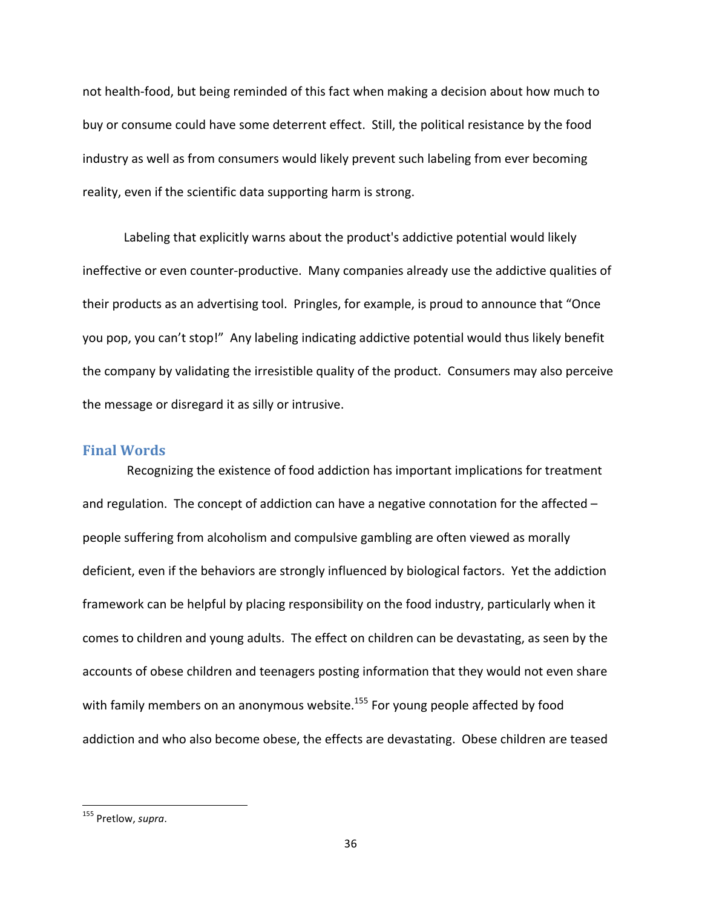not health-food, but being reminded of this fact when making a decision about how much to buy or consume could have some deterrent effect. Still, the political resistance by the food industry as well as from consumers would likely prevent such labeling from ever becoming reality, even if the scientific data supporting harm is strong.

Labeling that explicitly warns about the product's addictive potential would likely ineffective or even counter-productive. Many companies already use the addictive qualities of their products as an advertising tool. Pringles, for example, is proud to announce that "Once you pop, you can't stop!" Any labeling indicating addictive potential would thus likely benefit the company by validating the irresistible quality of the product. Consumers may also perceive the message or disregard it as silly or intrusive.

## Final Words

Recognizing the existence of food addiction has important implications for treatment and regulation. The concept of addiction can have a negative connotation for the affected – people suffering from alcoholism and compulsive gambling are often viewed as morally deficient, even if the behaviors are strongly influenced by biological factors. Yet the addiction framework can be helpful by placing responsibility on the food industry, particularly when it comes to children and young adults. The effect on children can be devastating, as seen by the accounts of obese children and teenagers posting information that they would not even share with family members on an anonymous website.[155] For young people affected by food addiction and who also become obese, the effects are devastating. Obese children are teased

---

[155] Pretlow, *supra*.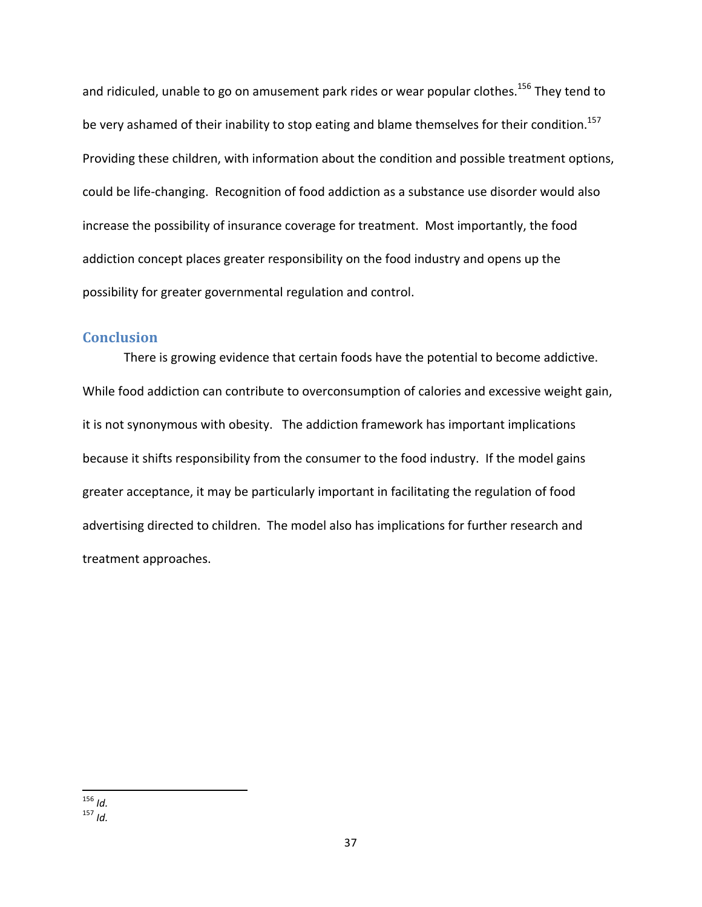and ridiculed, unable to go on amusement park rides or wear popular clothes.[156] They tend to be very ashamed of their inability to stop eating and blame themselves for their condition.[157] Providing these children, with information about the condition and possible treatment options, could be life-changing. Recognition of food addiction as a substance use disorder would also increase the possibility of insurance coverage for treatment. Most importantly, the food addiction concept places greater responsibility on the food industry and opens up the possibility for greater governmental regulation and control.

## Conclusion

There is growing evidence that certain foods have the potential to become addictive. While food addiction can contribute to overconsumption of calories and excessive weight gain, it is not synonymous with obesity. The addiction framework has important implications because it shifts responsibility from the consumer to the food industry. If the model gains greater acceptance, it may be particularly important in facilitating the regulation of food advertising directed to children. The model also has implications for further research and treatment approaches.

---

[156] *Id.*
[157] *Id.*